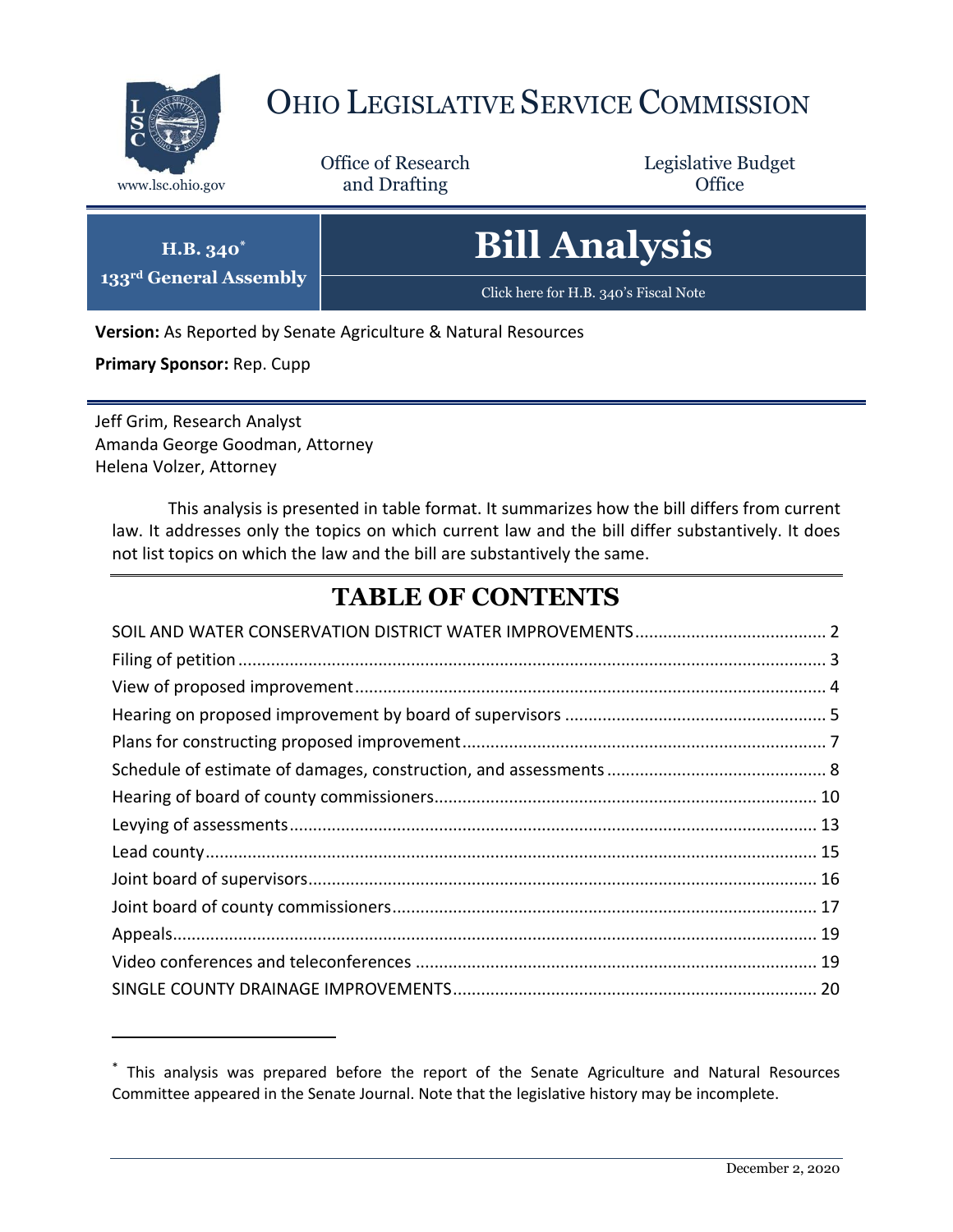# OHIO LEGISLATIVE SERVICE COMMISSION

www.lsc.ohio.gov

Office of Research and Drafting

Legislative Budget Office

**H.B. 340[*]**
**133[rd] General Assembly**

# Bill Analysis

Click here for H.B. 340's Fiscal Note

**Version:** As Reported by Senate Agriculture & Natural Resources

**Primary Sponsor:** Rep. Cupp

Jeff Grim, Research Analyst
Amanda George Goodman, Attorney
Helena Volzer, Attorney

This analysis is presented in table format. It summarizes how the bill differs from current law. It addresses only the topics on which current law and the bill differ substantively. It does not list topics on which the law and the bill are substantively the same.

## TABLE OF CONTENTS

SOIL AND WATER CONSERVATION DISTRICT WATER IMPROVEMENTS ........ 2
Filing of petition ........ 3
View of proposed improvement ........ 4
Hearing on proposed improvement by board of supervisors ........ 5
Plans for constructing proposed improvement ........ 7
Schedule of estimate of damages, construction, and assessments ........ 8
Hearing of board of county commissioners ........ 10
Levying of assessments ........ 13
Lead county ........ 15
Joint board of supervisors ........ 16
Joint board of county commissioners ........ 17
Appeals ........ 19
Video conferences and teleconferences ........ 19
SINGLE COUNTY DRAINAGE IMPROVEMENTS ........ 20

---

[*] This analysis was prepared before the report of the Senate Agriculture and Natural Resources Committee appeared in the Senate Journal. Note that the legislative history may be incomplete.

December 2, 2020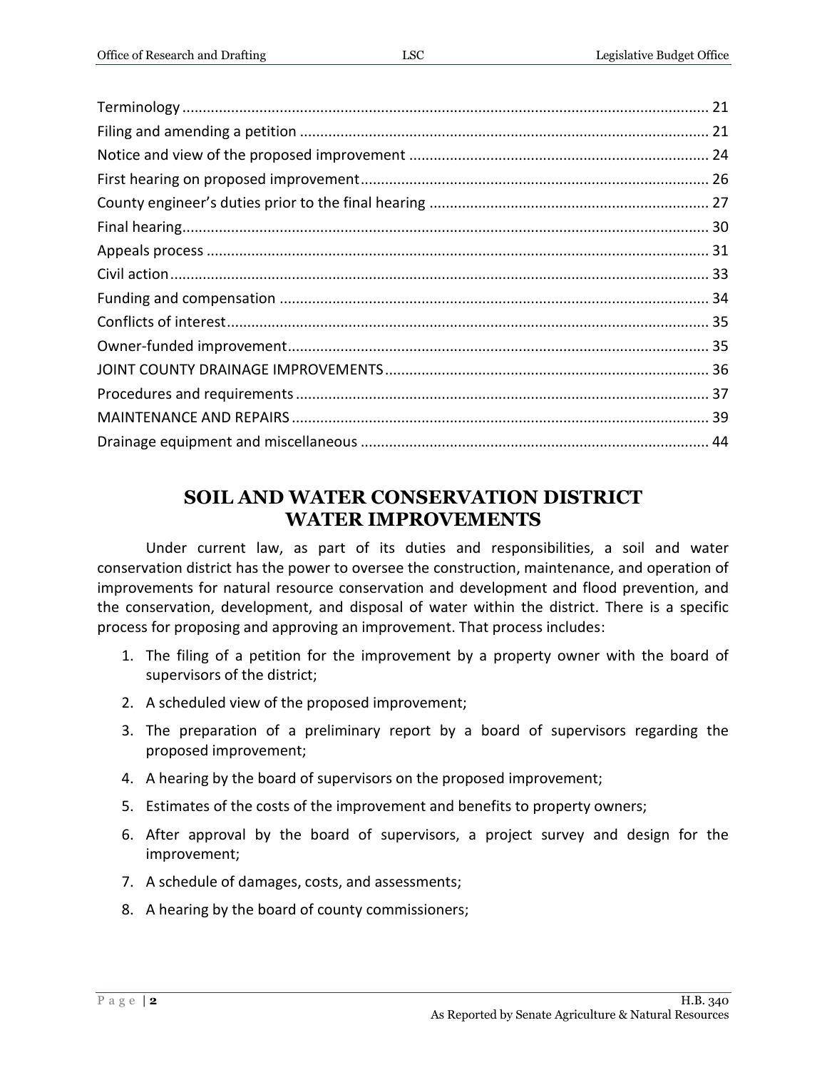Terminology ............................................................................................................................ 21
Filing and amending a petition .................................................................................................... 21
Notice and view of the proposed improvement .......................................................................... 24
First hearing on proposed improvement...................................................................................... 26
County engineer's duties prior to the final hearing ..................................................................... 27
Final hearing.................................................................................................................................. 30
Appeals process ............................................................................................................................ 31
Civil action..................................................................................................................................... 33
Funding and compensation .......................................................................................................... 34
Conflicts of interest....................................................................................................................... 35
Owner-funded improvement........................................................................................................ 35
JOINT COUNTY DRAINAGE IMPROVEMENTS ................................................................................ 36
Procedures and requirements ...................................................................................................... 37
MAINTENANCE AND REPAIRS ....................................................................................................... 39
Drainage equipment and miscellaneous ...................................................................................... 44

## SOIL AND WATER CONSERVATION DISTRICT WATER IMPROVEMENTS

Under current law, as part of its duties and responsibilities, a soil and water conservation district has the power to oversee the construction, maintenance, and operation of improvements for natural resource conservation and development and flood prevention, and the conservation, development, and disposal of water within the district. There is a specific process for proposing and approving an improvement. That process includes:

1. The filing of a petition for the improvement by a property owner with the board of supervisors of the district;
2. A scheduled view of the proposed improvement;
3. The preparation of a preliminary report by a board of supervisors regarding the proposed improvement;
4. A hearing by the board of supervisors on the proposed improvement;
5. Estimates of the costs of the improvement and benefits to property owners;
6. After approval by the board of supervisors, a project survey and design for the improvement;
7. A schedule of damages, costs, and assessments;
8. A hearing by the board of county commissioners;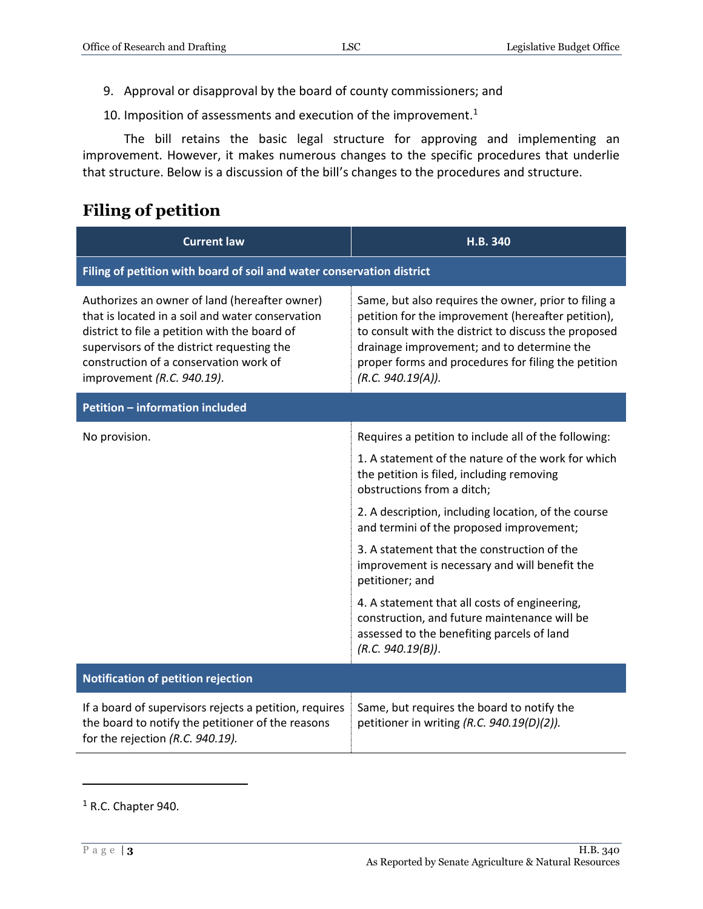9. Approval or disapproval by the board of county commissioners; and
10. Imposition of assessments and execution of the improvement.[1]

The bill retains the basic legal structure for approving and implementing an improvement. However, it makes numerous changes to the specific procedures that underlie that structure. Below is a discussion of the bill's changes to the procedures and structure.

## Filing of petition

| Current law | H.B. 340 |
|---|---|
| **Filing of petition with board of soil and water conservation district** | |
| Authorizes an owner of land (hereafter owner) that is located in a soil and water conservation district to file a petition with the board of supervisors of the district requesting the construction of a conservation work of improvement *(R.C. 940.19)*. | Same, but also requires the owner, prior to filing a petition for the improvement (hereafter petition), to consult with the district to discuss the proposed drainage improvement; and to determine the proper forms and procedures for filing the petition *(R.C. 940.19(A))*. |
| **Petition – information included** | |
| No provision. | Requires a petition to include all of the following:<br><br>1. A statement of the nature of the work for which the petition is filed, including removing obstructions from a ditch;<br><br>2. A description, including location, of the course and termini of the proposed improvement;<br><br>3. A statement that the construction of the improvement is necessary and will benefit the petitioner; and<br><br>4. A statement that all costs of engineering, construction, and future maintenance will be assessed to the benefiting parcels of land *(R.C. 940.19(B))*. |
| **Notification of petition rejection** | |
| If a board of supervisors rejects a petition, requires the board to notify the petitioner of the reasons for the rejection *(R.C. 940.19)*. | Same, but requires the board to notify the petitioner in writing *(R.C. 940.19(D)(2))*. |

[1] R.C. Chapter 940.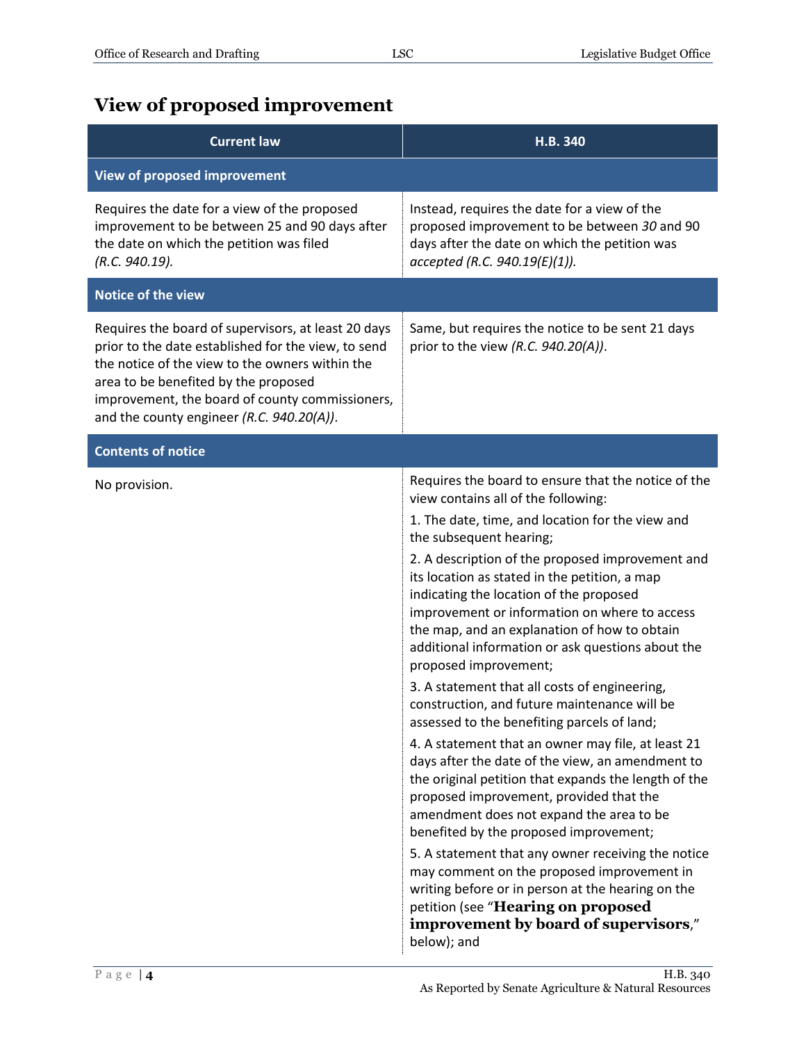## View of proposed improvement

| Current law | H.B. 340 |
|---|---|
| **View of proposed improvement** | |
| Requires the date for a view of the proposed improvement to be between 25 and 90 days after the date on which the petition was filed *(R.C. 940.19).* | Instead, requires the date for a view of the proposed improvement to be between *30* and 90 days after the date on which the petition was *accepted (R.C. 940.19(E)(1)).* |
| **Notice of the view** | |
| Requires the board of supervisors, at least 20 days prior to the date established for the view, to send the notice of the view to the owners within the area to be benefited by the proposed improvement, the board of county commissioners, and the county engineer *(R.C. 940.20(A))*. | Same, but requires the notice to be sent 21 days prior to the view *(R.C. 940.20(A))*. |
| **Contents of notice** | |
| No provision. | Requires the board to ensure that the notice of the view contains all of the following:<br>1. The date, time, and location for the view and the subsequent hearing;<br>2. A description of the proposed improvement and its location as stated in the petition, a map indicating the location of the proposed improvement or information on where to access the map, and an explanation of how to obtain additional information or ask questions about the proposed improvement;<br>3. A statement that all costs of engineering, construction, and future maintenance will be assessed to the benefiting parcels of land;<br>4. A statement that an owner may file, at least 21 days after the date of the view, an amendment to the original petition that expands the length of the proposed improvement, provided that the amendment does not expand the area to be benefited by the proposed improvement;<br>5. A statement that any owner receiving the notice may comment on the proposed improvement in writing before or in person at the hearing on the petition (see "**Hearing on proposed improvement by board of supervisors**," below); and |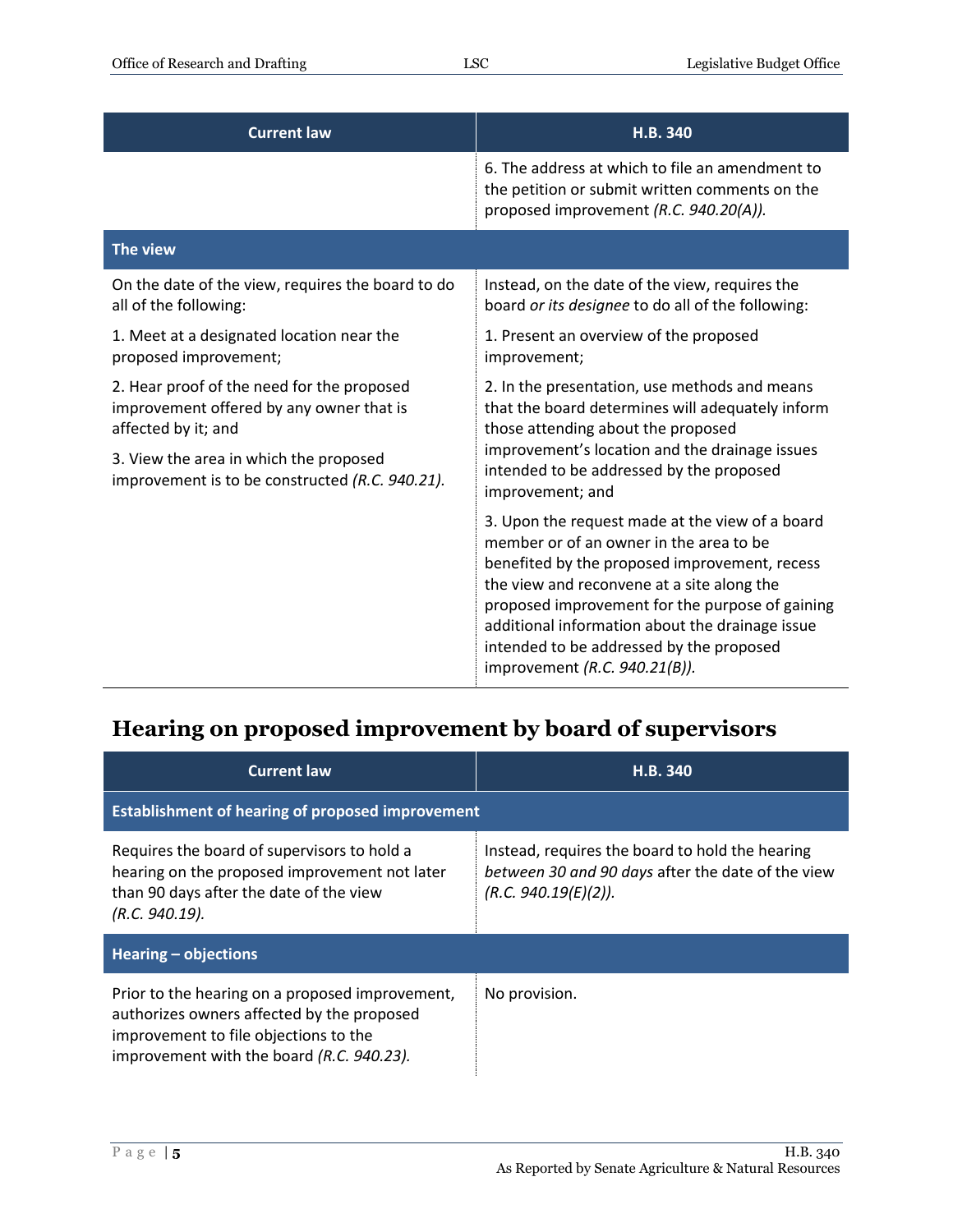| Current law | H.B. 340 |
|---|---|
| | 6. The address at which to file an amendment to the petition or submit written comments on the proposed improvement *(R.C. 940.20(A)).* |
| **The view** | |
| On the date of the view, requires the board to do all of the following:<br><br>1. Meet at a designated location near the proposed improvement;<br><br>2. Hear proof of the need for the proposed improvement offered by any owner that is affected by it; and<br><br>3. View the area in which the proposed improvement is to be constructed *(R.C. 940.21).* | Instead, on the date of the view, requires the board *or its designee* to do all of the following:<br><br>1. Present an overview of the proposed improvement;<br><br>2. In the presentation, use methods and means that the board determines will adequately inform those attending about the proposed improvement's location and the drainage issues intended to be addressed by the proposed improvement; and<br><br>3. Upon the request made at the view of a board member or of an owner in the area to be benefited by the proposed improvement, recess the view and reconvene at a site along the proposed improvement for the purpose of gaining additional information about the drainage issue intended to be addressed by the proposed improvement *(R.C. 940.21(B)).* |

## Hearing on proposed improvement by board of supervisors

| Current law | H.B. 340 |
|---|---|
| **Establishment of hearing of proposed improvement** | |
| Requires the board of supervisors to hold a hearing on the proposed improvement not later than 90 days after the date of the view *(R.C. 940.19).* | Instead, requires the board to hold the hearing *between 30 and 90 days* after the date of the view *(R.C. 940.19(E)(2)).* |
| **Hearing – objections** | |
| Prior to the hearing on a proposed improvement, authorizes owners affected by the proposed improvement to file objections to the improvement with the board *(R.C. 940.23).* | No provision. |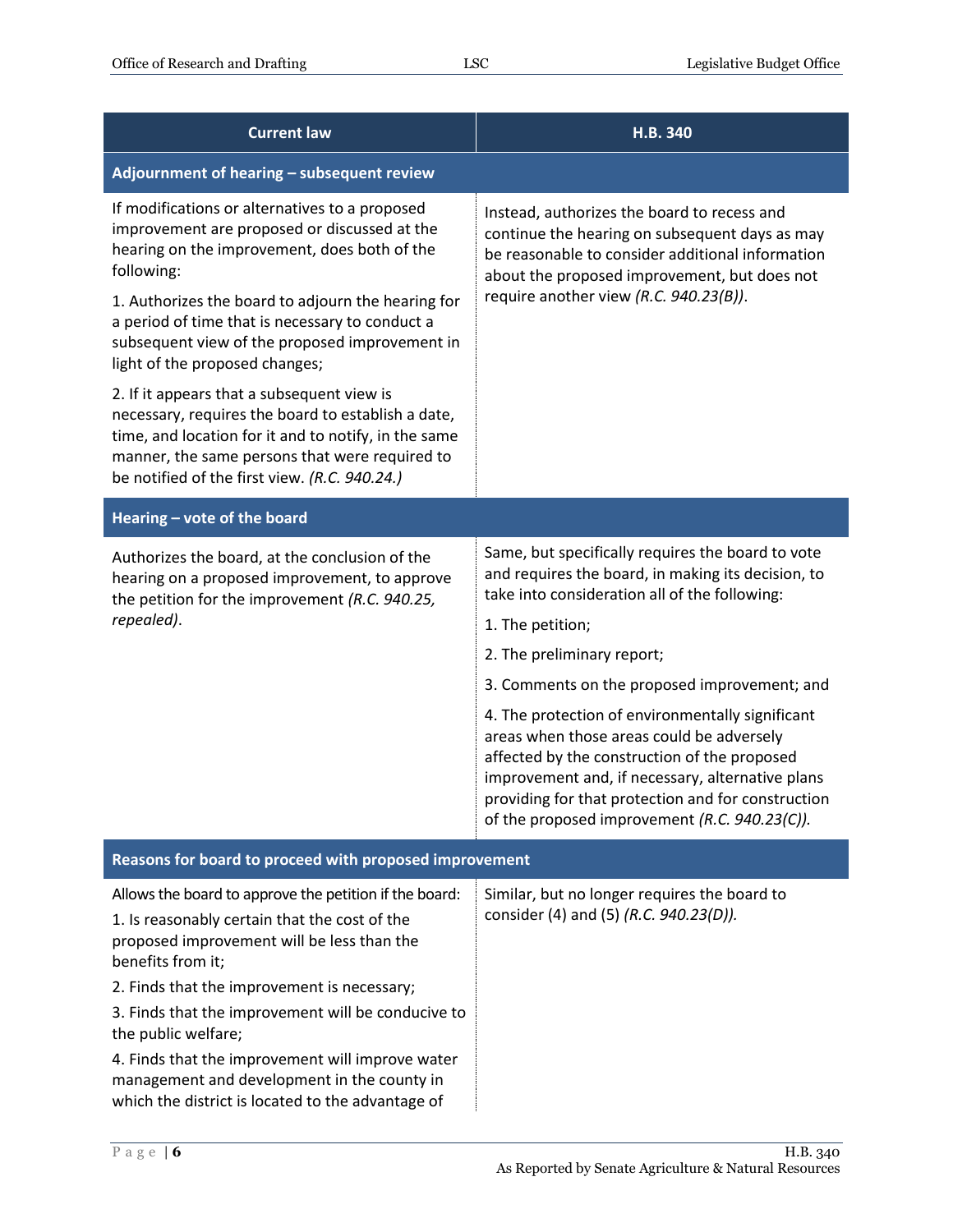| Current law | H.B. 340 |
|---|---|
| **Adjournment of hearing – subsequent review** | |
| If modifications or alternatives to a proposed improvement are proposed or discussed at the hearing on the improvement, does both of the following:<br><br>1. Authorizes the board to adjourn the hearing for a period of time that is necessary to conduct a subsequent view of the proposed improvement in light of the proposed changes;<br><br>2. If it appears that a subsequent view is necessary, requires the board to establish a date, time, and location for it and to notify, in the same manner, the same persons that were required to be notified of the first view. *(R.C. 940.24.)* | Instead, authorizes the board to recess and continue the hearing on subsequent days as may be reasonable to consider additional information about the proposed improvement, but does not require another view *(R.C. 940.23(B))*. |
| **Hearing – vote of the board** | |
| Authorizes the board, at the conclusion of the hearing on a proposed improvement, to approve the petition for the improvement *(R.C. 940.25, repealed)*. | Same, but specifically requires the board to vote and requires the board, in making its decision, to take into consideration all of the following:<br><br>1. The petition;<br><br>2. The preliminary report;<br><br>3. Comments on the proposed improvement; and<br><br>4. The protection of environmentally significant areas when those areas could be adversely affected by the construction of the proposed improvement and, if necessary, alternative plans providing for that protection and for construction of the proposed improvement *(R.C. 940.23(C))*. |
| **Reasons for board to proceed with proposed improvement** | |
| Allows the board to approve the petition if the board:<br><br>1. Is reasonably certain that the cost of the proposed improvement will be less than the benefits from it;<br><br>2. Finds that the improvement is necessary;<br><br>3. Finds that the improvement will be conducive to the public welfare;<br><br>4. Finds that the improvement will improve water management and development in the county in which the district is located to the advantage of | Similar, but no longer requires the board to consider (4) and (5) *(R.C. 940.23(D))*. |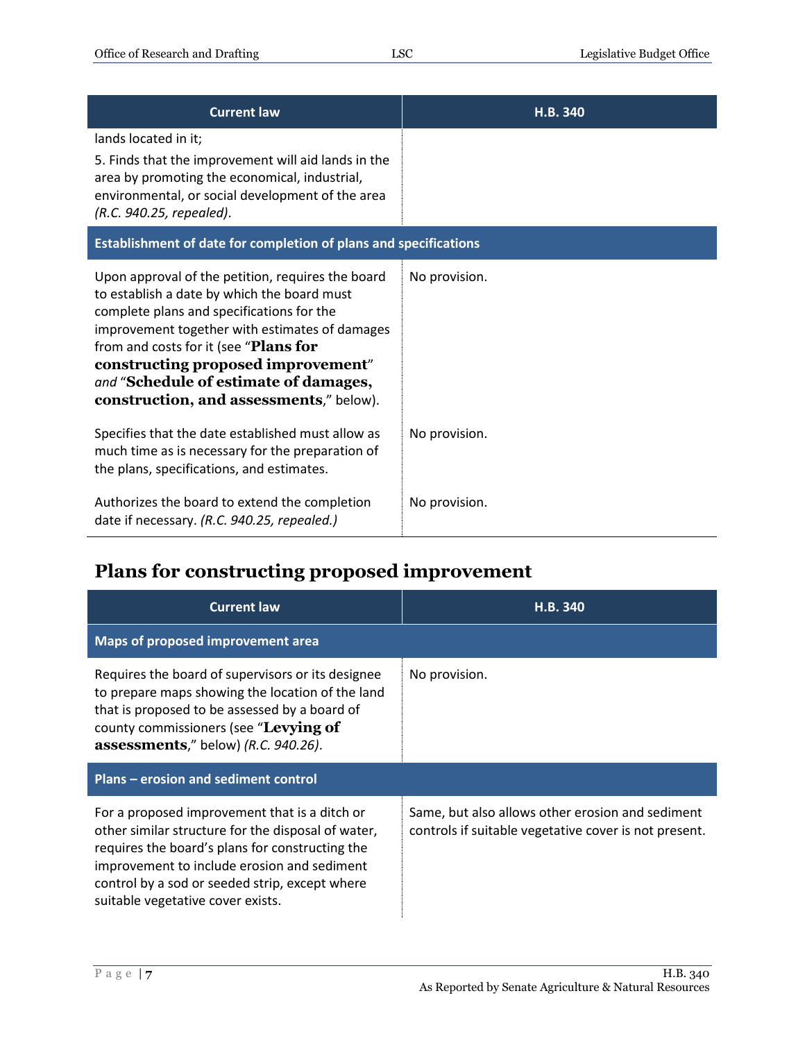| Current law | H.B. 340 |
|---|---|
| lands located in it;<br>5. Finds that the improvement will aid lands in the area by promoting the economical, industrial, environmental, or social development of the area *(R.C. 940.25, repealed)*. | |
| **Establishment of date for completion of plans and specifications** | |
| Upon approval of the petition, requires the board to establish a date by which the board must complete plans and specifications for the improvement together with estimates of damages from and costs for it (see "**Plans for constructing proposed improvement**" *and* "**Schedule of estimate of damages, construction, and assessments**," below). | No provision. |
| Specifies that the date established must allow as much time as is necessary for the preparation of the plans, specifications, and estimates. | No provision. |
| Authorizes the board to extend the completion date if necessary. *(R.C. 940.25, repealed.)* | No provision. |

## Plans for constructing proposed improvement

| Current law | H.B. 340 |
|---|---|
| **Maps of proposed improvement area** | |
| Requires the board of supervisors or its designee to prepare maps showing the location of the land that is proposed to be assessed by a board of county commissioners (see "**Levying of assessments**," below) *(R.C. 940.26)*. | No provision. |
| **Plans – erosion and sediment control** | |
| For a proposed improvement that is a ditch or other similar structure for the disposal of water, requires the board's plans for constructing the improvement to include erosion and sediment control by a sod or seeded strip, except where suitable vegetative cover exists. | Same, but also allows other erosion and sediment controls if suitable vegetative cover is not present. |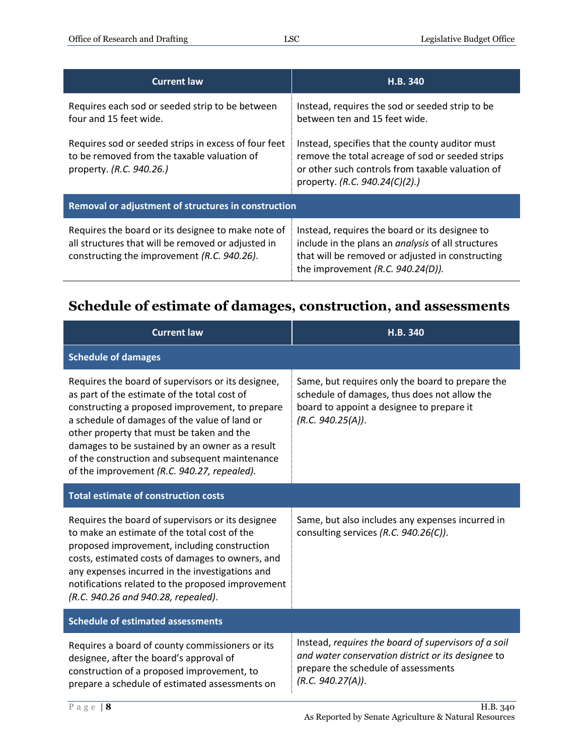| Current law | H.B. 340 |
|---|---|
| Requires each sod or seeded strip to be between four and 15 feet wide. | Instead, requires the sod or seeded strip to be between ten and 15 feet wide. |
| Requires sod or seeded strips in excess of four feet to be removed from the taxable valuation of property. *(R.C. 940.26.)* | Instead, specifies that the county auditor must remove the total acreage of sod or seeded strips or other such controls from taxable valuation of property. *(R.C. 940.24(C)(2).)* |
| **Removal or adjustment of structures in construction** | |
| Requires the board or its designee to make note of all structures that will be removed or adjusted in constructing the improvement *(R.C. 940.26)*. | Instead, requires the board or its designee to include in the plans an *analysis* of all structures that will be removed or adjusted in constructing the improvement *(R.C. 940.24(D)).* |

## Schedule of estimate of damages, construction, and assessments

| Current law | H.B. 340 |
|---|---|
| **Schedule of damages** | |
| Requires the board of supervisors or its designee, as part of the estimate of the total cost of constructing a proposed improvement, to prepare a schedule of damages of the value of land or other property that must be taken and the damages to be sustained by an owner as a result of the construction and subsequent maintenance of the improvement *(R.C. 940.27, repealed).* | Same, but requires only the board to prepare the schedule of damages, thus does not allow the board to appoint a designee to prepare it *(R.C. 940.25(A))*. |
| **Total estimate of construction costs** | |
| Requires the board of supervisors or its designee to make an estimate of the total cost of the proposed improvement, including construction costs, estimated costs of damages to owners, and any expenses incurred in the investigations and notifications related to the proposed improvement *(R.C. 940.26 and 940.28, repealed)*. | Same, but also includes any expenses incurred in consulting services *(R.C. 940.26(C))*. |
| **Schedule of estimated assessments** | |
| Requires a board of county commissioners or its designee, after the board's approval of construction of a proposed improvement, to prepare a schedule of estimated assessments on | Instead, *requires the board of supervisors of a soil and water conservation district or its designee* to prepare the schedule of assessments *(R.C. 940.27(A))*. |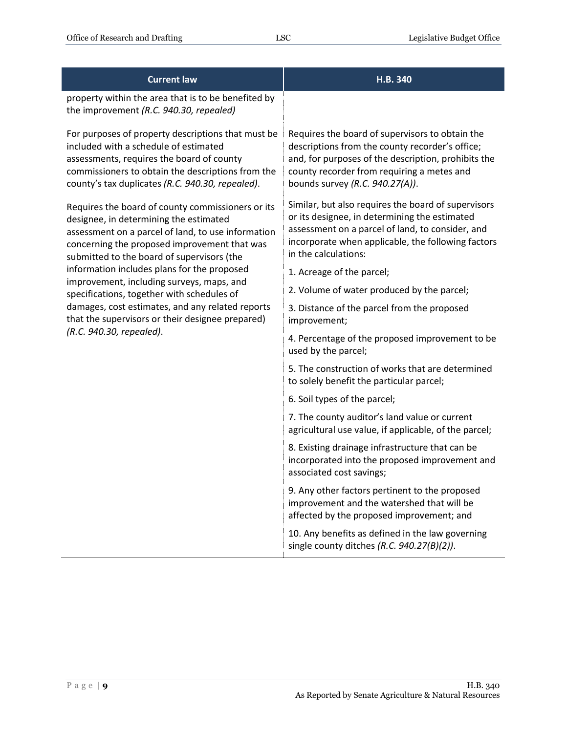| Current law | H.B. 340 |
|---|---|
| property within the area that is to be benefited by the improvement *(R.C. 940.30, repealed)* | |
| For purposes of property descriptions that must be included with a schedule of estimated assessments, requires the board of county commissioners to obtain the descriptions from the county's tax duplicates *(R.C. 940.30, repealed)*. | Requires the board of supervisors to obtain the descriptions from the county recorder's office; and, for purposes of the description, prohibits the county recorder from requiring a metes and bounds survey *(R.C. 940.27(A))*. |
| Requires the board of county commissioners or its designee, in determining the estimated assessment on a parcel of land, to use information concerning the proposed improvement that was submitted to the board of supervisors (the information includes plans for the proposed improvement, including surveys, maps, and specifications, together with schedules of damages, cost estimates, and any related reports that the supervisors or their designee prepared) *(R.C. 940.30, repealed)*. | Similar, but also requires the board of supervisors or its designee, in determining the estimated assessment on a parcel of land, to consider, and incorporate when applicable, the following factors in the calculations:<br><br>1. Acreage of the parcel;<br><br>2. Volume of water produced by the parcel;<br><br>3. Distance of the parcel from the proposed improvement;<br><br>4. Percentage of the proposed improvement to be used by the parcel;<br><br>5. The construction of works that are determined to solely benefit the particular parcel;<br><br>6. Soil types of the parcel;<br><br>7. The county auditor's land value or current agricultural use value, if applicable, of the parcel;<br><br>8. Existing drainage infrastructure that can be incorporated into the proposed improvement and associated cost savings;<br><br>9. Any other factors pertinent to the proposed improvement and the watershed that will be affected by the proposed improvement; and<br><br>10. Any benefits as defined in the law governing single county ditches *(R.C. 940.27(B)(2))*. |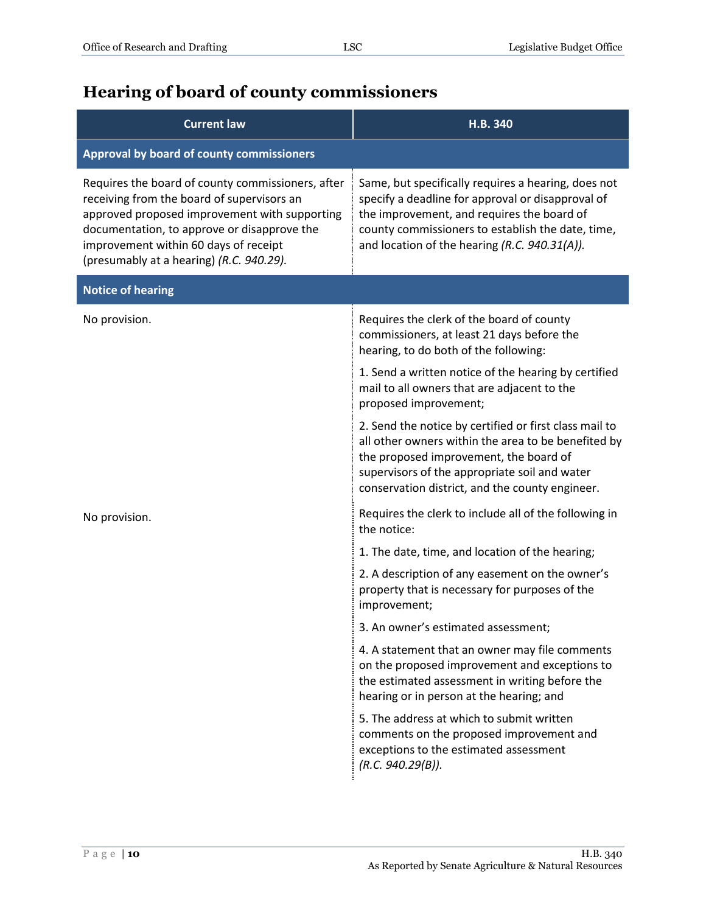## Hearing of board of county commissioners

| Current law | H.B. 340 |
|---|---|
| **Approval by board of county commissioners** | |
| Requires the board of county commissioners, after receiving from the board of supervisors an approved proposed improvement with supporting documentation, to approve or disapprove the improvement within 60 days of receipt (presumably at a hearing) *(R.C. 940.29).* | Same, but specifically requires a hearing, does not specify a deadline for approval or disapproval of the improvement, and requires the board of county commissioners to establish the date, time, and location of the hearing *(R.C. 940.31(A)).* |
| **Notice of hearing** | |
| No provision. | Requires the clerk of the board of county commissioners, at least 21 days before the hearing, to do both of the following:<br><br>1. Send a written notice of the hearing by certified mail to all owners that are adjacent to the proposed improvement;<br><br>2. Send the notice by certified or first class mail to all other owners within the area to be benefited by the proposed improvement, the board of supervisors of the appropriate soil and water conservation district, and the county engineer. |
| No provision. | Requires the clerk to include all of the following in the notice:<br><br>1. The date, time, and location of the hearing;<br><br>2. A description of any easement on the owner's property that is necessary for purposes of the improvement;<br><br>3. An owner's estimated assessment;<br><br>4. A statement that an owner may file comments on the proposed improvement and exceptions to the estimated assessment in writing before the hearing or in person at the hearing; and<br><br>5. The address at which to submit written comments on the proposed improvement and exceptions to the estimated assessment *(R.C. 940.29(B)).* |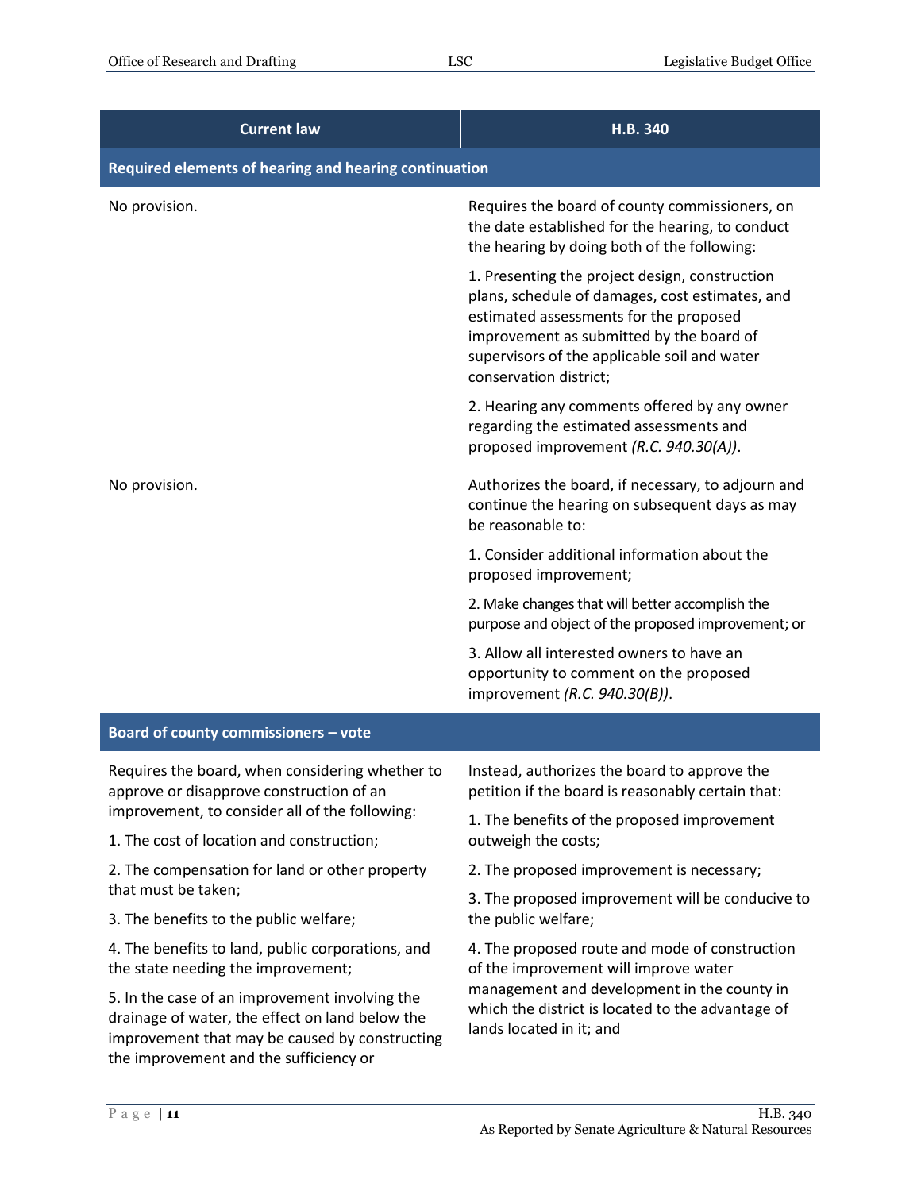| Current law | H.B. 340 |
|---|---|
| **Required elements of hearing and hearing continuation** | |
| No provision. | Requires the board of county commissioners, on the date established for the hearing, to conduct the hearing by doing both of the following:<br><br>1. Presenting the project design, construction plans, schedule of damages, cost estimates, and estimated assessments for the proposed improvement as submitted by the board of supervisors of the applicable soil and water conservation district;<br><br>2. Hearing any comments offered by any owner regarding the estimated assessments and proposed improvement *(R.C. 940.30(A))*. |
| No provision. | Authorizes the board, if necessary, to adjourn and continue the hearing on subsequent days as may be reasonable to:<br><br>1. Consider additional information about the proposed improvement;<br><br>2. Make changes that will better accomplish the purpose and object of the proposed improvement; or<br><br>3. Allow all interested owners to have an opportunity to comment on the proposed improvement *(R.C. 940.30(B))*. |
| **Board of county commissioners – vote** | |
| Requires the board, when considering whether to approve or disapprove construction of an improvement, to consider all of the following:<br><br>1. The cost of location and construction;<br><br>2. The compensation for land or other property that must be taken;<br><br>3. The benefits to the public welfare;<br><br>4. The benefits to land, public corporations, and the state needing the improvement;<br><br>5. In the case of an improvement involving the drainage of water, the effect on land below the improvement that may be caused by constructing the improvement and the sufficiency or | Instead, authorizes the board to approve the petition if the board is reasonably certain that:<br><br>1. The benefits of the proposed improvement outweigh the costs;<br><br>2. The proposed improvement is necessary;<br><br>3. The proposed improvement will be conducive to the public welfare;<br><br>4. The proposed route and mode of construction of the improvement will improve water management and development in the county in which the district is located to the advantage of lands located in it; and |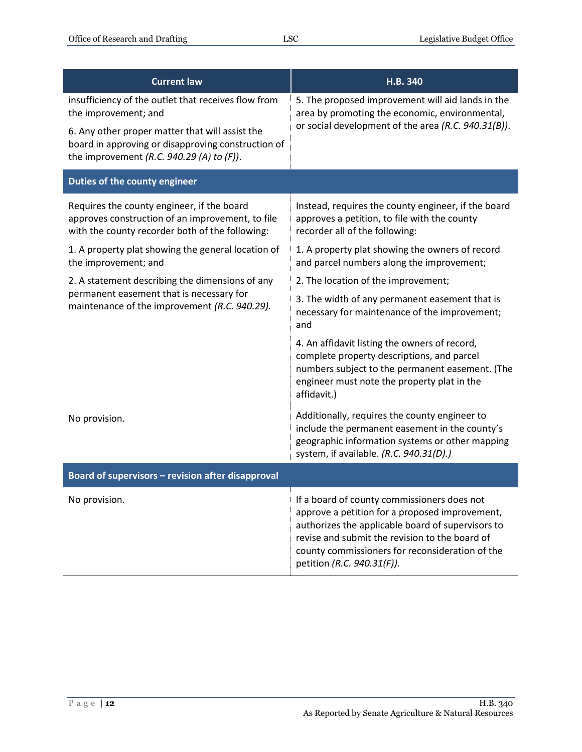| Current law | H.B. 340 |
|---|---|
| insufficiency of the outlet that receives flow from the improvement; and<br><br>6. Any other proper matter that will assist the board in approving or disapproving construction of the improvement *(R.C. 940.29 (A) to (F))*. | 5. The proposed improvement will aid lands in the area by promoting the economic, environmental, or social development of the area *(R.C. 940.31(B))*. |
| **Duties of the county engineer** | |
| Requires the county engineer, if the board approves construction of an improvement, to file with the county recorder both of the following:<br><br>1. A property plat showing the general location of the improvement; and<br><br>2. A statement describing the dimensions of any permanent easement that is necessary for maintenance of the improvement *(R.C. 940.29)*. | Instead, requires the county engineer, if the board approves a petition, to file with the county recorder all of the following:<br><br>1. A property plat showing the owners of record and parcel numbers along the improvement;<br><br>2. The location of the improvement;<br><br>3. The width of any permanent easement that is necessary for maintenance of the improvement; and<br><br>4. An affidavit listing the owners of record, complete property descriptions, and parcel numbers subject to the permanent easement. (The engineer must note the property plat in the affidavit.) |
| No provision. | Additionally, requires the county engineer to include the permanent easement in the county's geographic information systems or other mapping system, if available. *(R.C. 940.31(D).)* |
| **Board of supervisors – revision after disapproval** | |
| No provision. | If a board of county commissioners does not approve a petition for a proposed improvement, authorizes the applicable board of supervisors to revise and submit the revision to the board of county commissioners for reconsideration of the petition *(R.C. 940.31(F))*. |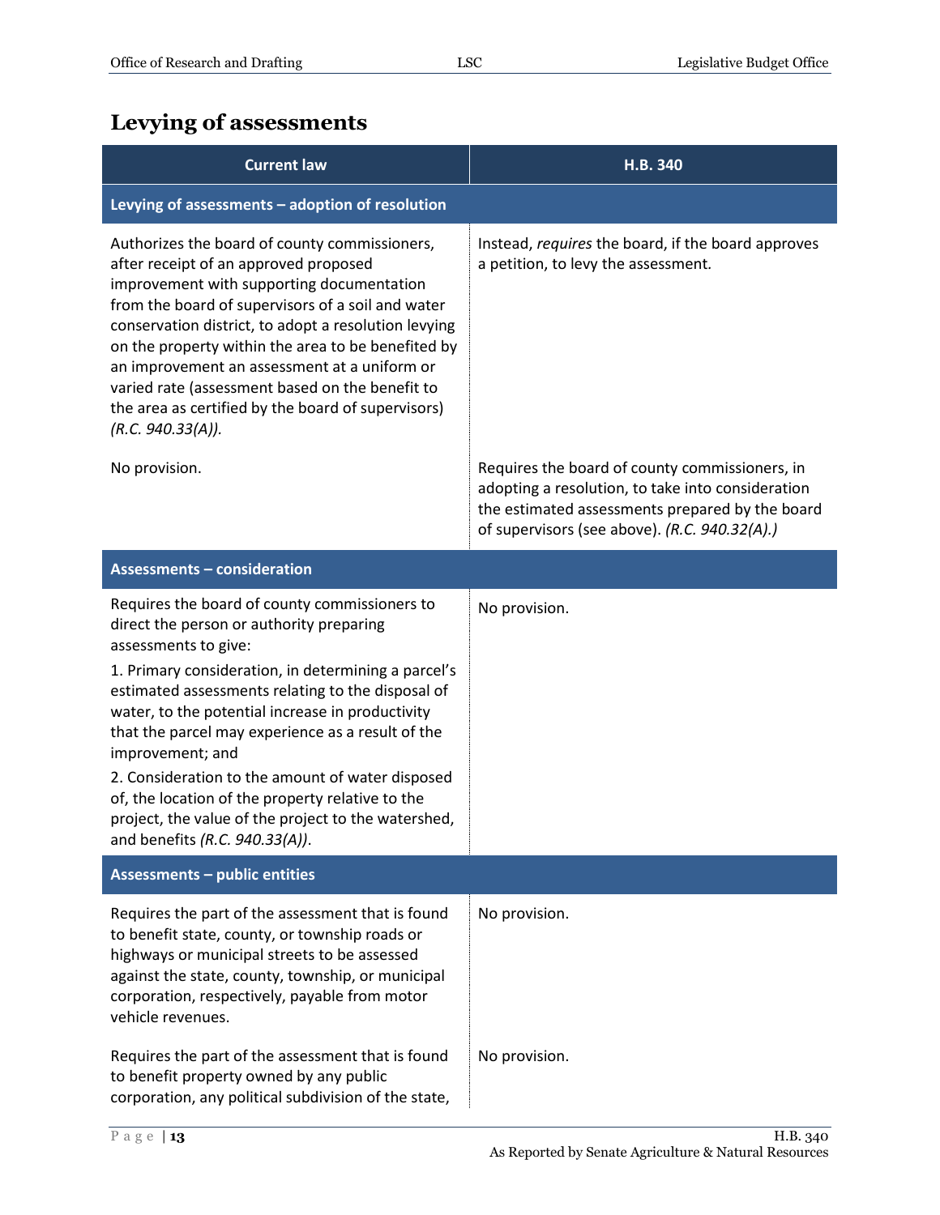## Levying of assessments

| Current law | H.B. 340 |
|---|---|
| **Levying of assessments – adoption of resolution** | |
| Authorizes the board of county commissioners, after receipt of an approved proposed improvement with supporting documentation from the board of supervisors of a soil and water conservation district, to adopt a resolution levying on the property within the area to be benefited by an improvement an assessment at a uniform or varied rate (assessment based on the benefit to the area as certified by the board of supervisors) *(R.C. 940.33(A))*. | Instead, *requires* the board, if the board approves a petition, to levy the assessment. |
| No provision. | Requires the board of county commissioners, in adopting a resolution, to take into consideration the estimated assessments prepared by the board of supervisors (see above). *(R.C. 940.32(A).)* |
| **Assessments – consideration** | |
| Requires the board of county commissioners to direct the person or authority preparing assessments to give:<br>1. Primary consideration, in determining a parcel's estimated assessments relating to the disposal of water, to the potential increase in productivity that the parcel may experience as a result of the improvement; and<br>2. Consideration to the amount of water disposed of, the location of the property relative to the project, the value of the project to the watershed, and benefits *(R.C. 940.33(A))*. | No provision. |
| **Assessments – public entities** | |
| Requires the part of the assessment that is found to benefit state, county, or township roads or highways or municipal streets to be assessed against the state, county, township, or municipal corporation, respectively, payable from motor vehicle revenues. | No provision. |
| Requires the part of the assessment that is found to benefit property owned by any public corporation, any political subdivision of the state, | No provision. |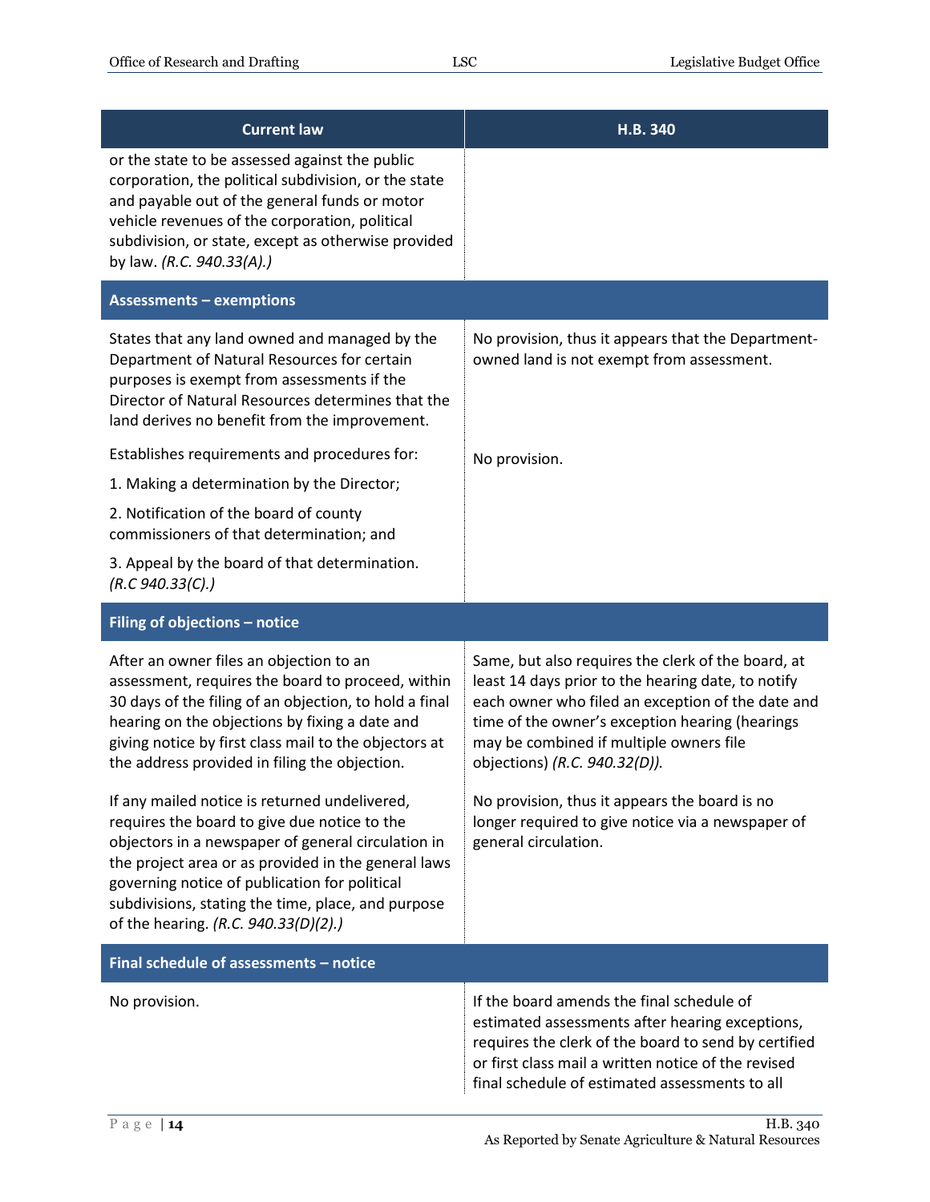| Current law | H.B. 340 |
|---|---|
| or the state to be assessed against the public corporation, the political subdivision, or the state and payable out of the general funds or motor vehicle revenues of the corporation, political subdivision, or state, except as otherwise provided by law. *(R.C. 940.33(A).)* | |
| **Assessments – exemptions** | |
| States that any land owned and managed by the Department of Natural Resources for certain purposes is exempt from assessments if the Director of Natural Resources determines that the land derives no benefit from the improvement. | No provision, thus it appears that the Department-owned land is not exempt from assessment. |
| Establishes requirements and procedures for:<br>1. Making a determination by the Director;<br>2. Notification of the board of county commissioners of that determination; and<br>3. Appeal by the board of that determination. *(R.C 940.33(C).)* | No provision. |
| **Filing of objections – notice** | |
| After an owner files an objection to an assessment, requires the board to proceed, within 30 days of the filing of an objection, to hold a final hearing on the objections by fixing a date and giving notice by first class mail to the objectors at the address provided in filing the objection. | Same, but also requires the clerk of the board, at least 14 days prior to the hearing date, to notify each owner who filed an exception of the date and time of the owner's exception hearing (hearings may be combined if multiple owners file objections) *(R.C. 940.32(D)).* |
| If any mailed notice is returned undelivered, requires the board to give due notice to the objectors in a newspaper of general circulation in the project area or as provided in the general laws governing notice of publication for political subdivisions, stating the time, place, and purpose of the hearing. *(R.C. 940.33(D)(2).)* | No provision, thus it appears the board is no longer required to give notice via a newspaper of general circulation. |
| **Final schedule of assessments – notice** | |
| No provision. | If the board amends the final schedule of estimated assessments after hearing exceptions, requires the clerk of the board to send by certified or first class mail a written notice of the revised final schedule of estimated assessments to all |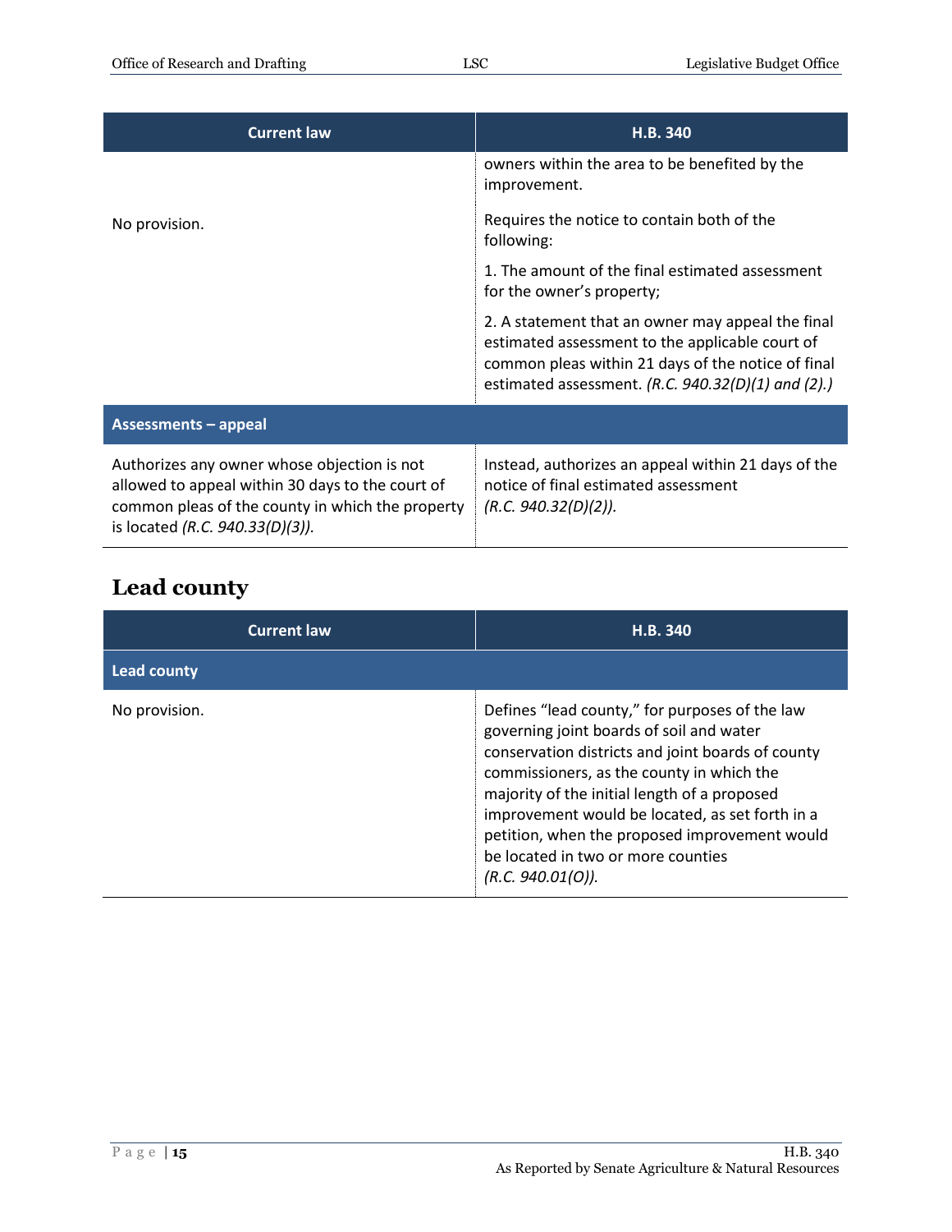| Current law | H.B. 340 |
|---|---|
| No provision. | owners within the area to be benefited by the improvement.<br><br>Requires the notice to contain both of the following:<br><br>1. The amount of the final estimated assessment for the owner's property;<br><br>2. A statement that an owner may appeal the final estimated assessment to the applicable court of common pleas within 21 days of the notice of final estimated assessment. *(R.C. 940.32(D)(1) and (2).)* |
| **Assessments – appeal** | |
| Authorizes any owner whose objection is not allowed to appeal within 30 days to the court of common pleas of the county in which the property is located *(R.C. 940.33(D)(3))*. | Instead, authorizes an appeal within 21 days of the notice of final estimated assessment *(R.C. 940.32(D)(2))*. |

## Lead county

| Current law | H.B. 340 |
|---|---|
| **Lead county** | |
| No provision. | Defines "lead county," for purposes of the law governing joint boards of soil and water conservation districts and joint boards of county commissioners, as the county in which the majority of the initial length of a proposed improvement would be located, as set forth in a petition, when the proposed improvement would be located in two or more counties *(R.C. 940.01(O))*. |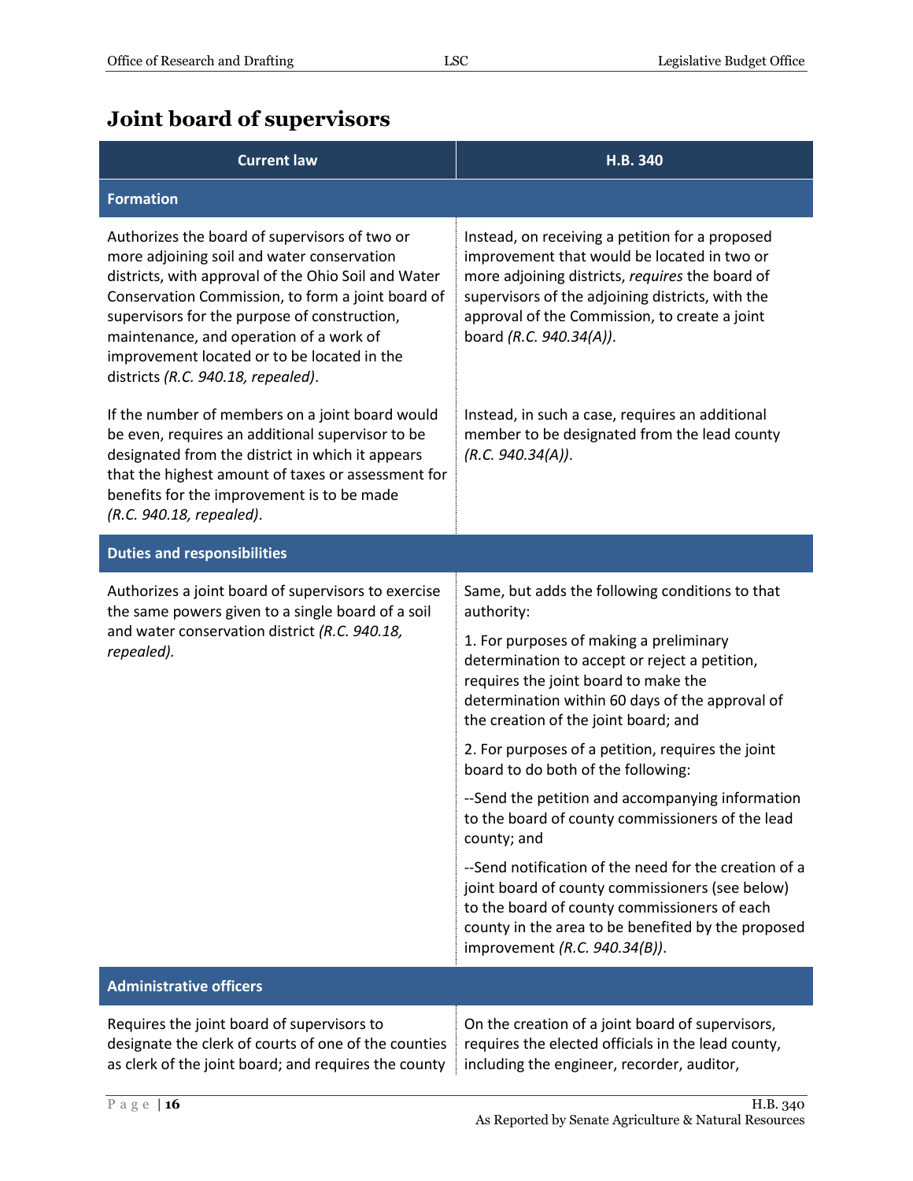## Joint board of supervisors

| Current law | H.B. 340 |
|---|---|
| **Formation** | |
| Authorizes the board of supervisors of two or more adjoining soil and water conservation districts, with approval of the Ohio Soil and Water Conservation Commission, to form a joint board of supervisors for the purpose of construction, maintenance, and operation of a work of improvement located or to be located in the districts *(R.C. 940.18, repealed)*. | Instead, on receiving a petition for a proposed improvement that would be located in two or more adjoining districts, *requires* the board of supervisors of the adjoining districts, with the approval of the Commission, to create a joint board *(R.C. 940.34(A))*. |
| If the number of members on a joint board would be even, requires an additional supervisor to be designated from the district in which it appears that the highest amount of taxes or assessment for benefits for the improvement is to be made *(R.C. 940.18, repealed)*. | Instead, in such a case, requires an additional member to be designated from the lead county *(R.C. 940.34(A))*. |
| **Duties and responsibilities** | |
| Authorizes a joint board of supervisors to exercise the same powers given to a single board of a soil and water conservation district *(R.C. 940.18, repealed).* | Same, but adds the following conditions to that authority:<br><br>1. For purposes of making a preliminary determination to accept or reject a petition, requires the joint board to make the determination within 60 days of the approval of the creation of the joint board; and<br><br>2. For purposes of a petition, requires the joint board to do both of the following:<br><br>--Send the petition and accompanying information to the board of county commissioners of the lead county; and<br><br>--Send notification of the need for the creation of a joint board of county commissioners (see below) to the board of county commissioners of each county in the area to be benefited by the proposed improvement *(R.C. 940.34(B))*. |
| **Administrative officers** | |
| Requires the joint board of supervisors to designate the clerk of courts of one of the counties as clerk of the joint board; and requires the county | On the creation of a joint board of supervisors, requires the elected officials in the lead county, including the engineer, recorder, auditor, |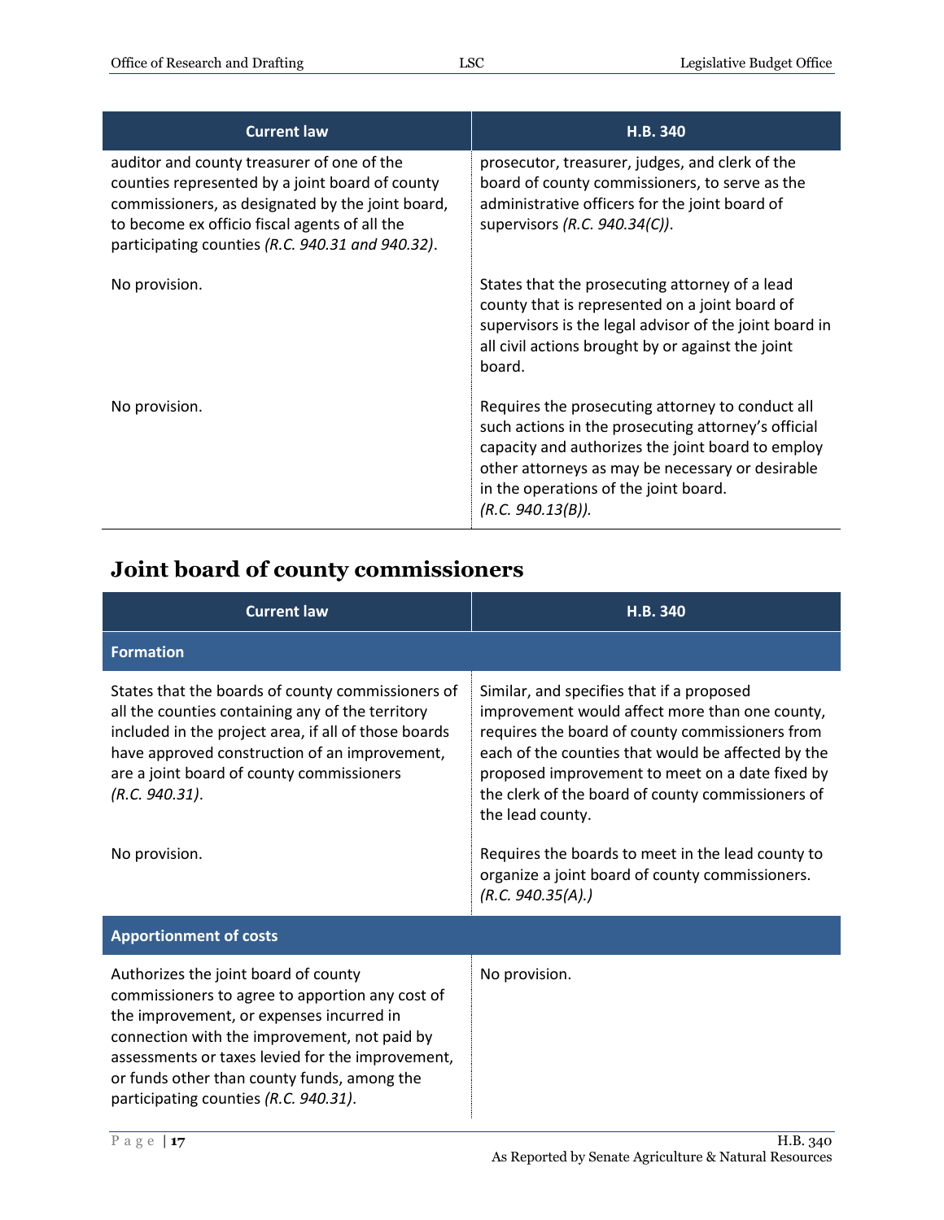| Current law | H.B. 340 |
|---|---|
| auditor and county treasurer of one of the counties represented by a joint board of county commissioners, as designated by the joint board, to become ex officio fiscal agents of all the participating counties *(R.C. 940.31 and 940.32)*. | prosecutor, treasurer, judges, and clerk of the board of county commissioners, to serve as the administrative officers for the joint board of supervisors *(R.C. 940.34(C))*. |
| No provision. | States that the prosecuting attorney of a lead county that is represented on a joint board of supervisors is the legal advisor of the joint board in all civil actions brought by or against the joint board. |
| No provision. | Requires the prosecuting attorney to conduct all such actions in the prosecuting attorney's official capacity and authorizes the joint board to employ other attorneys as may be necessary or desirable in the operations of the joint board. *(R.C. 940.13(B))*. |

## Joint board of county commissioners

| Current law | H.B. 340 |
|---|---|
| **Formation** | |
| States that the boards of county commissioners of all the counties containing any of the territory included in the project area, if all of those boards have approved construction of an improvement, are a joint board of county commissioners *(R.C. 940.31)*. | Similar, and specifies that if a proposed improvement would affect more than one county, requires the board of county commissioners from each of the counties that would be affected by the proposed improvement to meet on a date fixed by the clerk of the board of county commissioners of the lead county. |
| No provision. | Requires the boards to meet in the lead county to organize a joint board of county commissioners. *(R.C. 940.35(A).)* |
| **Apportionment of costs** | |
| Authorizes the joint board of county commissioners to agree to apportion any cost of the improvement, or expenses incurred in connection with the improvement, not paid by assessments or taxes levied for the improvement, or funds other than county funds, among the participating counties *(R.C. 940.31)*. | No provision. |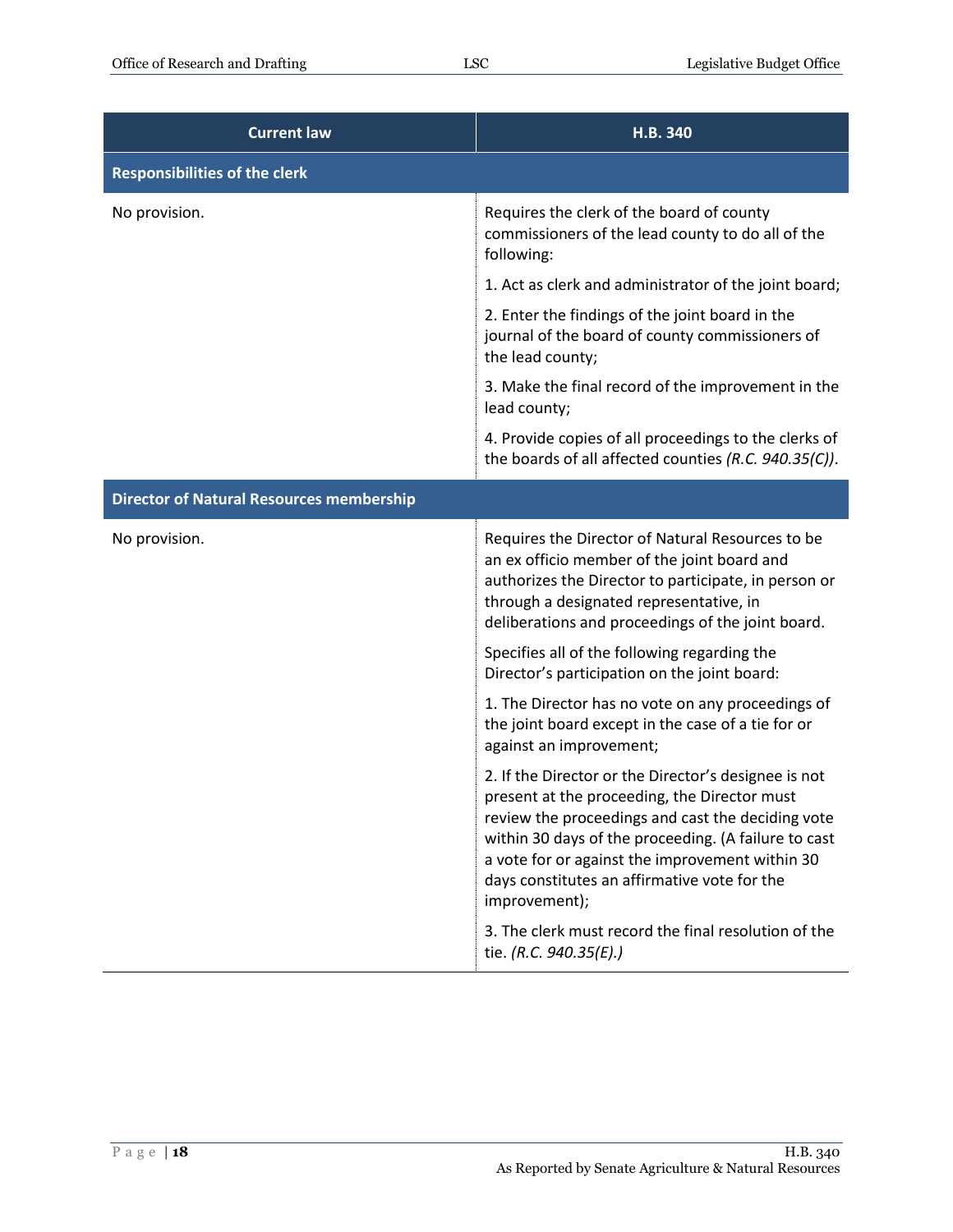| Current law | H.B. 340 |
|---|---|
| **Responsibilities of the clerk** | |
| No provision. | Requires the clerk of the board of county commissioners of the lead county to do all of the following:<br><br>1. Act as clerk and administrator of the joint board;<br><br>2. Enter the findings of the joint board in the journal of the board of county commissioners of the lead county;<br><br>3. Make the final record of the improvement in the lead county;<br><br>4. Provide copies of all proceedings to the clerks of the boards of all affected counties *(R.C. 940.35(C))*. |
| **Director of Natural Resources membership** | |
| No provision. | Requires the Director of Natural Resources to be an ex officio member of the joint board and authorizes the Director to participate, in person or through a designated representative, in deliberations and proceedings of the joint board.<br><br>Specifies all of the following regarding the Director's participation on the joint board:<br><br>1. The Director has no vote on any proceedings of the joint board except in the case of a tie for or against an improvement;<br><br>2. If the Director or the Director's designee is not present at the proceeding, the Director must review the proceedings and cast the deciding vote within 30 days of the proceeding. (A failure to cast a vote for or against the improvement within 30 days constitutes an affirmative vote for the improvement);<br><br>3. The clerk must record the final resolution of the tie. *(R.C. 940.35(E).)* |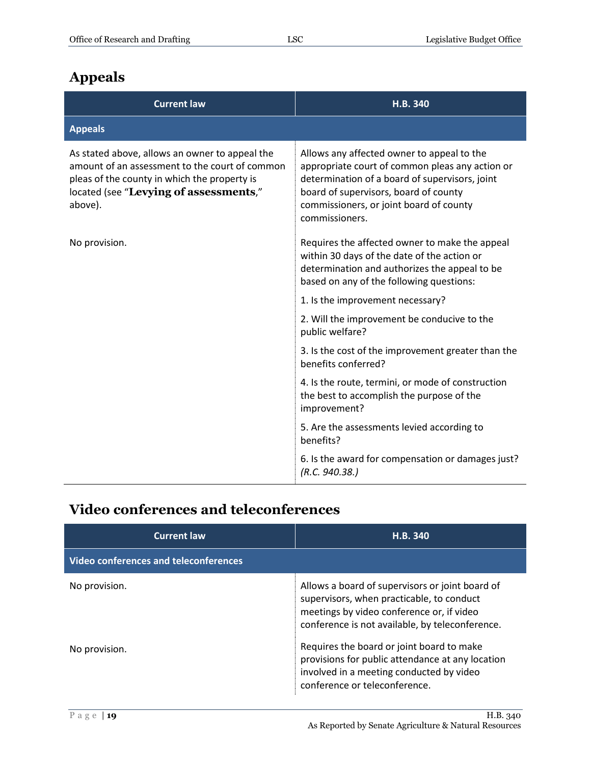## Appeals

| Current law | H.B. 340 |
|---|---|
| **Appeals** | |
| As stated above, allows an owner to appeal the amount of an assessment to the court of common pleas of the county in which the property is located (see "**Levying of assessments**," above). | Allows any affected owner to appeal to the appropriate court of common pleas any action or determination of a board of supervisors, joint board of supervisors, board of county commissioners, or joint board of county commissioners. |
| No provision. | Requires the affected owner to make the appeal within 30 days of the date of the action or determination and authorizes the appeal to be based on any of the following questions:<br><br>1. Is the improvement necessary?<br><br>2. Will the improvement be conducive to the public welfare?<br><br>3. Is the cost of the improvement greater than the benefits conferred?<br><br>4. Is the route, termini, or mode of construction the best to accomplish the purpose of the improvement?<br><br>5. Are the assessments levied according to benefits?<br><br>6. Is the award for compensation or damages just? *(R.C. 940.38.)* |

## Video conferences and teleconferences

| Current law | H.B. 340 |
|---|---|
| **Video conferences and teleconferences** | |
| No provision. | Allows a board of supervisors or joint board of supervisors, when practicable, to conduct meetings by video conference or, if video conference is not available, by teleconference. |
| No provision. | Requires the board or joint board to make provisions for public attendance at any location involved in a meeting conducted by video conference or teleconference. |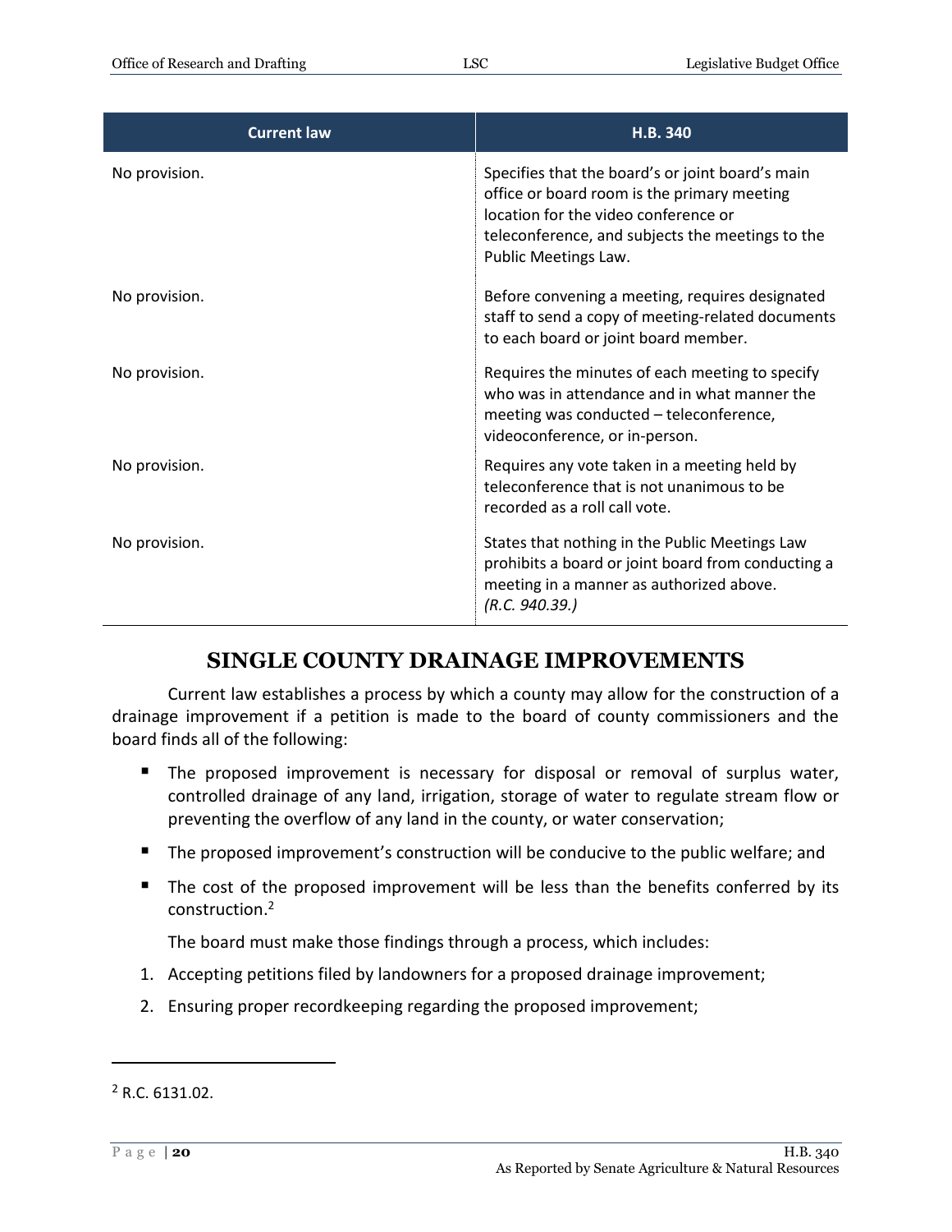| Current law | H.B. 340 |
|---|---|
| No provision. | Specifies that the board's or joint board's main office or board room is the primary meeting location for the video conference or teleconference, and subjects the meetings to the Public Meetings Law. |
| No provision. | Before convening a meeting, requires designated staff to send a copy of meeting-related documents to each board or joint board member. |
| No provision. | Requires the minutes of each meeting to specify who was in attendance and in what manner the meeting was conducted – teleconference, videoconference, or in-person. |
| No provision. | Requires any vote taken in a meeting held by teleconference that is not unanimous to be recorded as a roll call vote. |
| No provision. | States that nothing in the Public Meetings Law prohibits a board or joint board from conducting a meeting in a manner as authorized above. *(R.C. 940.39.)* |

## SINGLE COUNTY DRAINAGE IMPROVEMENTS

Current law establishes a process by which a county may allow for the construction of a drainage improvement if a petition is made to the board of county commissioners and the board finds all of the following:

- The proposed improvement is necessary for disposal or removal of surplus water, controlled drainage of any land, irrigation, storage of water to regulate stream flow or preventing the overflow of any land in the county, or water conservation;
- The proposed improvement's construction will be conducive to the public welfare; and
- The cost of the proposed improvement will be less than the benefits conferred by its construction.[2]

The board must make those findings through a process, which includes:

1. Accepting petitions filed by landowners for a proposed drainage improvement;
2. Ensuring proper recordkeeping regarding the proposed improvement;

[2] R.C. 6131.02.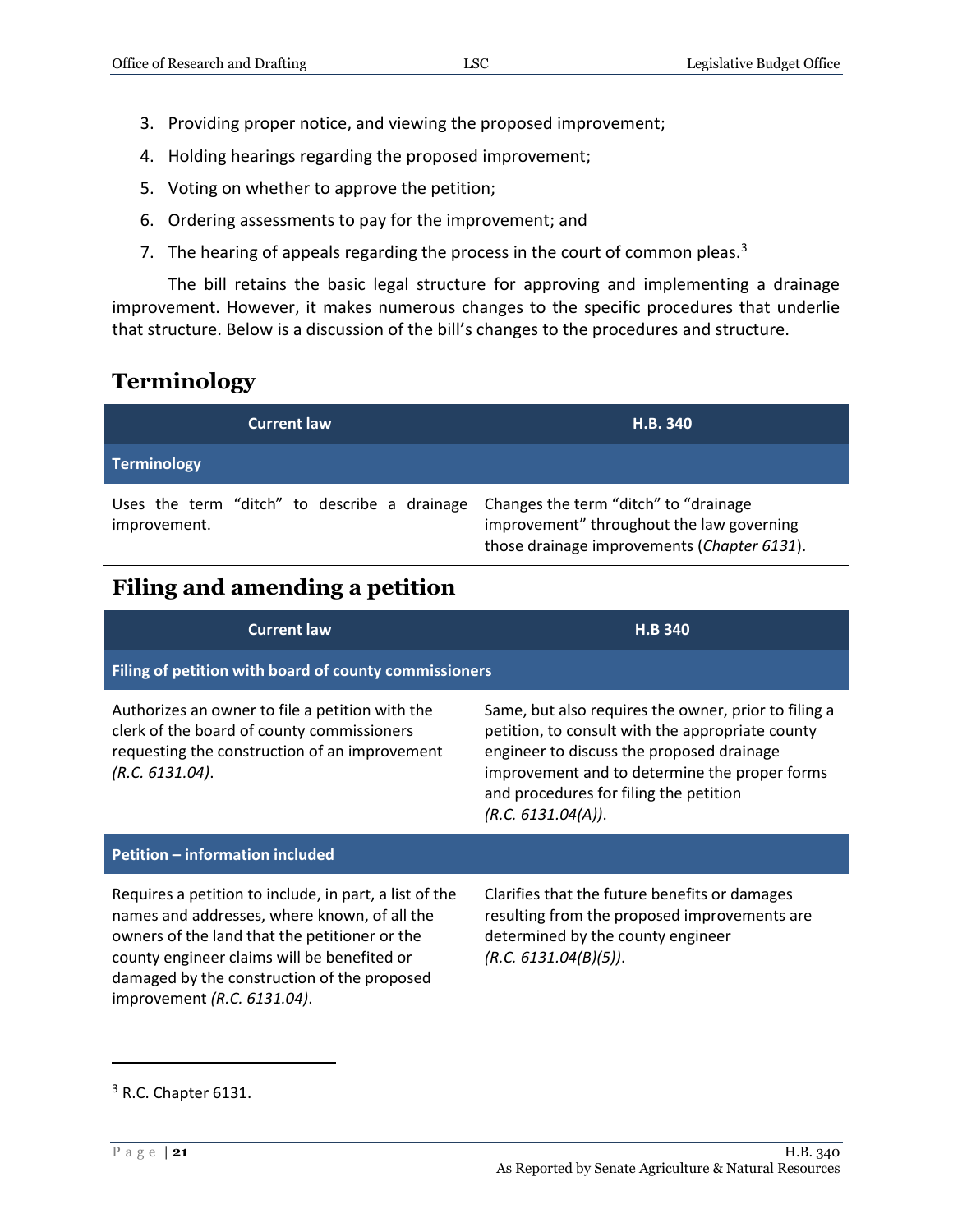3. Providing proper notice, and viewing the proposed improvement;
4. Holding hearings regarding the proposed improvement;
5. Voting on whether to approve the petition;
6. Ordering assessments to pay for the improvement; and
7. The hearing of appeals regarding the process in the court of common pleas.[3]

The bill retains the basic legal structure for approving and implementing a drainage improvement. However, it makes numerous changes to the specific procedures that underlie that structure. Below is a discussion of the bill's changes to the procedures and structure.

## Terminology

| Current law | H.B. 340 |
|---|---|
| **Terminology** | |
| Uses the term "ditch" to describe a drainage improvement. | Changes the term "ditch" to "drainage improvement" throughout the law governing those drainage improvements (*Chapter 6131*). |

## Filing and amending a petition

| Current law | H.B 340 |
|---|---|
| **Filing of petition with board of county commissioners** | |
| Authorizes an owner to file a petition with the clerk of the board of county commissioners requesting the construction of an improvement *(R.C. 6131.04)*. | Same, but also requires the owner, prior to filing a petition, to consult with the appropriate county engineer to discuss the proposed drainage improvement and to determine the proper forms and procedures for filing the petition *(R.C. 6131.04(A))*. |
| **Petition – information included** | |
| Requires a petition to include, in part, a list of the names and addresses, where known, of all the owners of the land that the petitioner or the county engineer claims will be benefited or damaged by the construction of the proposed improvement *(R.C. 6131.04)*. | Clarifies that the future benefits or damages resulting from the proposed improvements are determined by the county engineer *(R.C. 6131.04(B)(5))*. |

[3] R.C. Chapter 6131.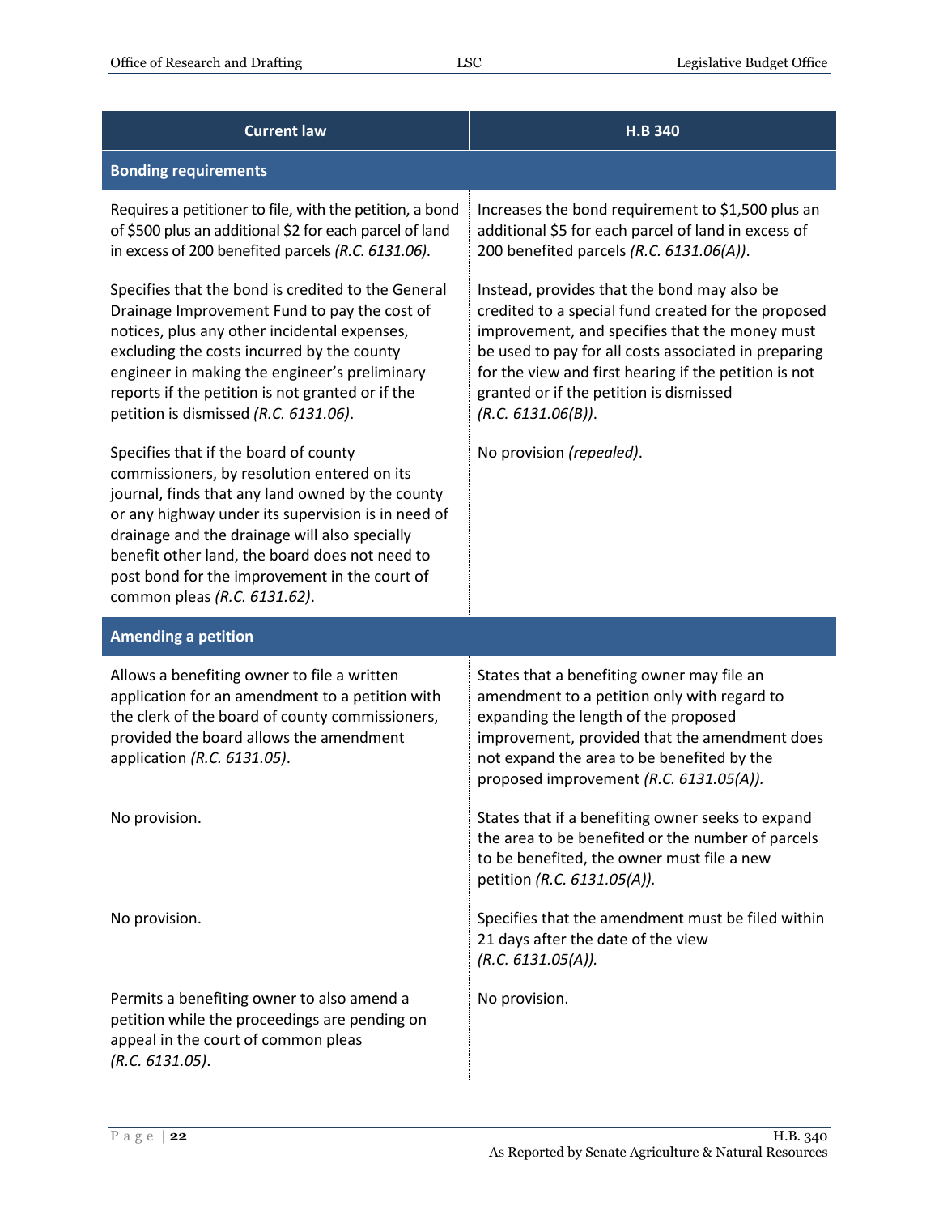| Current law | H.B 340 |
|---|---|
| **Bonding requirements** | |
| Requires a petitioner to file, with the petition, a bond of $500 plus an additional $2 for each parcel of land in excess of 200 benefited parcels *(R.C. 6131.06)*. | Increases the bond requirement to $1,500 plus an additional $5 for each parcel of land in excess of 200 benefited parcels *(R.C. 6131.06(A))*. |
| Specifies that the bond is credited to the General Drainage Improvement Fund to pay the cost of notices, plus any other incidental expenses, excluding the costs incurred by the county engineer in making the engineer's preliminary reports if the petition is not granted or if the petition is dismissed *(R.C. 6131.06)*. | Instead, provides that the bond may also be credited to a special fund created for the proposed improvement, and specifies that the money must be used to pay for all costs associated in preparing for the view and first hearing if the petition is not granted or if the petition is dismissed *(R.C. 6131.06(B))*. |
| Specifies that if the board of county commissioners, by resolution entered on its journal, finds that any land owned by the county or any highway under its supervision is in need of drainage and the drainage will also specially benefit other land, the board does not need to post bond for the improvement in the court of common pleas *(R.C. 6131.62)*. | No provision *(repealed)*. |
| **Amending a petition** | |
| Allows a benefiting owner to file a written application for an amendment to a petition with the clerk of the board of county commissioners, provided the board allows the amendment application *(R.C. 6131.05)*. | States that a benefiting owner may file an amendment to a petition only with regard to expanding the length of the proposed improvement, provided that the amendment does not expand the area to be benefited by the proposed improvement *(R.C. 6131.05(A))*. |
| No provision. | States that if a benefiting owner seeks to expand the area to be benefited or the number of parcels to be benefited, the owner must file a new petition *(R.C. 6131.05(A))*. |
| No provision. | Specifies that the amendment must be filed within 21 days after the date of the view *(R.C. 6131.05(A))*. |
| Permits a benefiting owner to also amend a petition while the proceedings are pending on appeal in the court of common pleas *(R.C. 6131.05)*. | No provision. |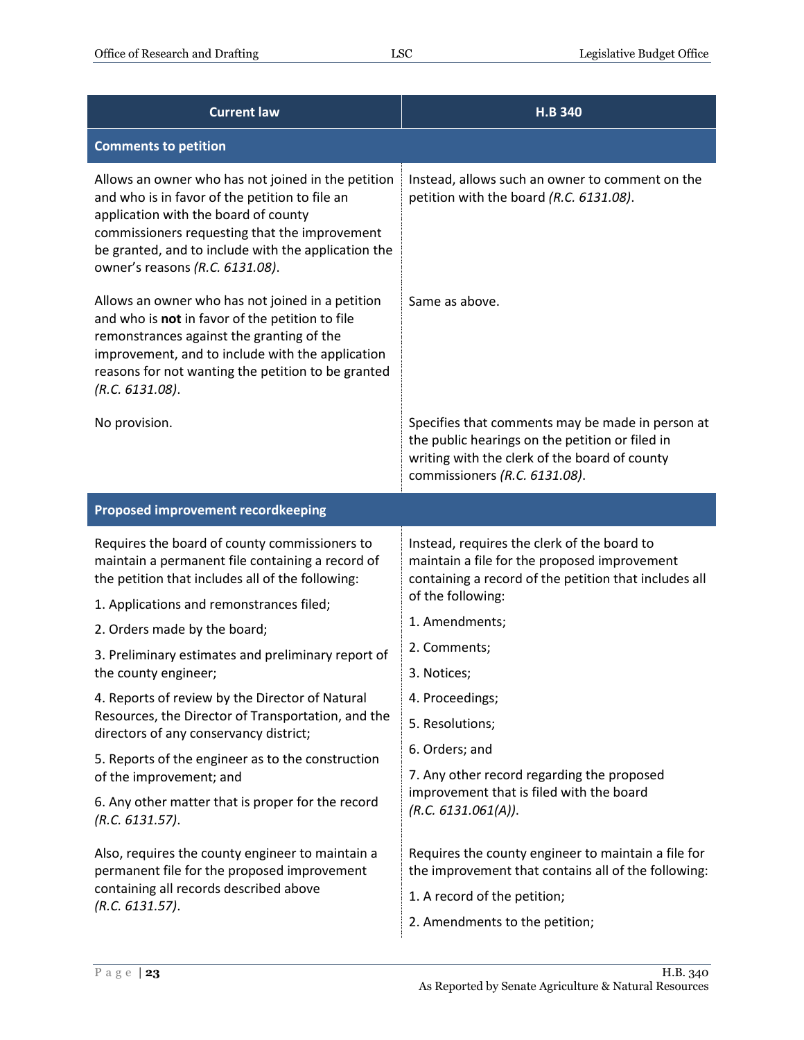| Current law | H.B 340 |
|---|---|
| **Comments to petition** | |
| Allows an owner who has not joined in the petition and who is in favor of the petition to file an application with the board of county commissioners requesting that the improvement be granted, and to include with the application the owner's reasons *(R.C. 6131.08)*. | Instead, allows such an owner to comment on the petition with the board *(R.C. 6131.08)*. |
| Allows an owner who has not joined in a petition and who is **not** in favor of the petition to file remonstrances against the granting of the improvement, and to include with the application reasons for not wanting the petition to be granted *(R.C. 6131.08)*. | Same as above. |
| No provision. | Specifies that comments may be made in person at the public hearings on the petition or filed in writing with the clerk of the board of county commissioners *(R.C. 6131.08)*. |
| **Proposed improvement recordkeeping** | |
| Requires the board of county commissioners to maintain a permanent file containing a record of the petition that includes all of the following:<br>1. Applications and remonstrances filed;<br>2. Orders made by the board;<br>3. Preliminary estimates and preliminary report of the county engineer;<br>4. Reports of review by the Director of Natural Resources, the Director of Transportation, and the directors of any conservancy district;<br>5. Reports of the engineer as to the construction of the improvement; and<br>6. Any other matter that is proper for the record *(R.C. 6131.57)*. | Instead, requires the clerk of the board to maintain a file for the proposed improvement containing a record of the petition that includes all of the following:<br>1. Amendments;<br>2. Comments;<br>3. Notices;<br>4. Proceedings;<br>5. Resolutions;<br>6. Orders; and<br>7. Any other record regarding the proposed improvement that is filed with the board *(R.C. 6131.061(A))*. |
| Also, requires the county engineer to maintain a permanent file for the proposed improvement containing all records described above *(R.C. 6131.57)*. | Requires the county engineer to maintain a file for the improvement that contains all of the following:<br>1. A record of the petition;<br>2. Amendments to the petition; |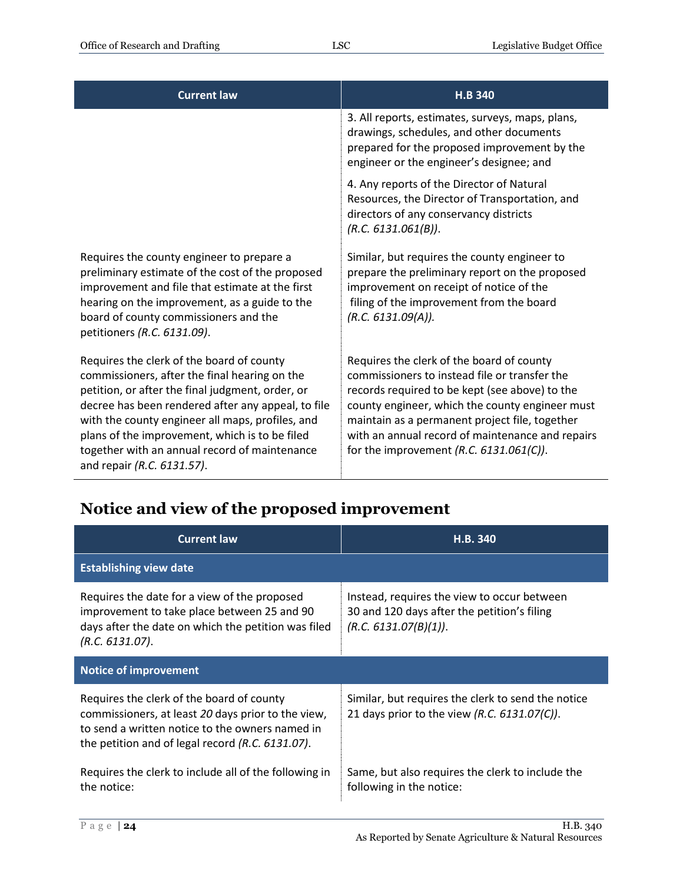| Current law | H.B 340 |
|---|---|
| | 3. All reports, estimates, surveys, maps, plans, drawings, schedules, and other documents prepared for the proposed improvement by the engineer or the engineer's designee; and |
| | 4. Any reports of the Director of Natural Resources, the Director of Transportation, and directors of any conservancy districts *(R.C. 6131.061(B))*. |
| Requires the county engineer to prepare a preliminary estimate of the cost of the proposed improvement and file that estimate at the first hearing on the improvement, as a guide to the board of county commissioners and the petitioners *(R.C. 6131.09)*. | Similar, but requires the county engineer to prepare the preliminary report on the proposed improvement on receipt of notice of the filing of the improvement from the board *(R.C. 6131.09(A))*. |
| Requires the clerk of the board of county commissioners, after the final hearing on the petition, or after the final judgment, order, or decree has been rendered after any appeal, to file with the county engineer all maps, profiles, and plans of the improvement, which is to be filed together with an annual record of maintenance and repair *(R.C. 6131.57)*. | Requires the clerk of the board of county commissioners to instead file or transfer the records required to be kept (see above) to the county engineer, which the county engineer must maintain as a permanent project file, together with an annual record of maintenance and repairs for the improvement *(R.C. 6131.061(C))*. |

## Notice and view of the proposed improvement

| Current law | H.B. 340 |
|---|---|
| **Establishing view date** | |
| Requires the date for a view of the proposed improvement to take place between 25 and 90 days after the date on which the petition was filed *(R.C. 6131.07)*. | Instead, requires the view to occur between 30 and 120 days after the petition's filing *(R.C. 6131.07(B)(1))*. |
| **Notice of improvement** | |
| Requires the clerk of the board of county commissioners, at least *20* days prior to the view, to send a written notice to the owners named in the petition and of legal record *(R.C. 6131.07)*. | Similar, but requires the clerk to send the notice 21 days prior to the view *(R.C. 6131.07(C))*. |
| Requires the clerk to include all of the following in the notice: | Same, but also requires the clerk to include the following in the notice: |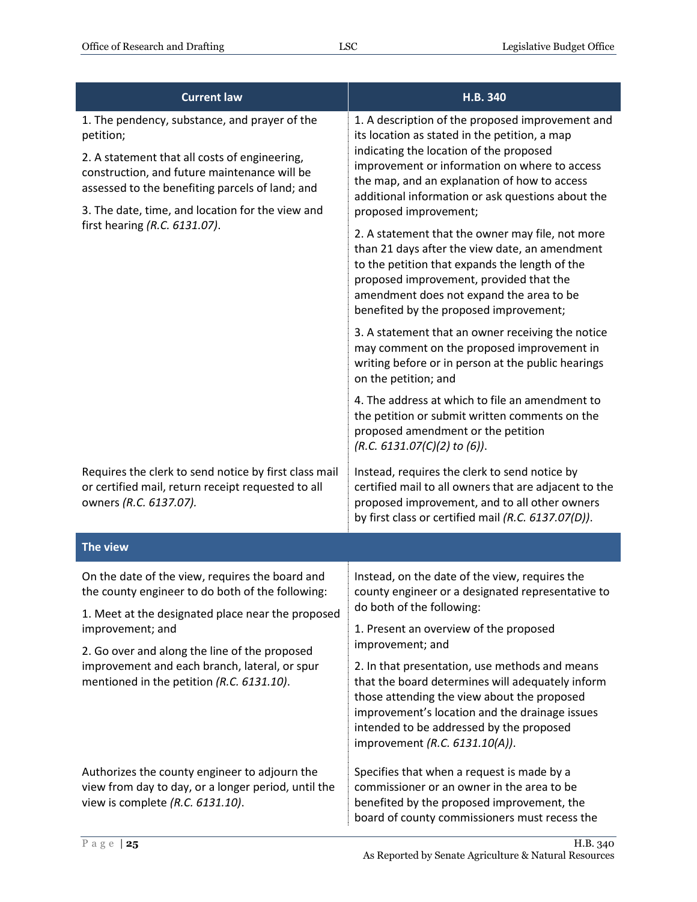| Current law | H.B. 340 |
|---|---|
| 1. The pendency, substance, and prayer of the petition;<br><br>2. A statement that all costs of engineering, construction, and future maintenance will be assessed to the benefiting parcels of land; and<br><br>3. The date, time, and location for the view and first hearing *(R.C. 6131.07)*. | 1. A description of the proposed improvement and its location as stated in the petition, a map indicating the location of the proposed improvement or information on where to access the map, and an explanation of how to access additional information or ask questions about the proposed improvement;<br><br>2. A statement that the owner may file, not more than 21 days after the view date, an amendment to the petition that expands the length of the proposed improvement, provided that the amendment does not expand the area to be benefited by the proposed improvement;<br><br>3. A statement that an owner receiving the notice may comment on the proposed improvement in writing before or in person at the public hearings on the petition; and<br><br>4. The address at which to file an amendment to the petition or submit written comments on the proposed amendment or the petition *(R.C. 6131.07(C)(2) to (6))*. |
| Requires the clerk to send notice by first class mail or certified mail, return receipt requested to all owners *(R.C. 6137.07).* | Instead, requires the clerk to send notice by certified mail to all owners that are adjacent to the proposed improvement, and to all other owners by first class or certified mail *(R.C. 6137.07(D))*. |
| **The view** | |
| On the date of the view, requires the board and the county engineer to do both of the following:<br><br>1. Meet at the designated place near the proposed improvement; and<br><br>2. Go over and along the line of the proposed improvement and each branch, lateral, or spur mentioned in the petition *(R.C. 6131.10)*. | Instead, on the date of the view, requires the county engineer or a designated representative to do both of the following:<br><br>1. Present an overview of the proposed improvement; and<br><br>2. In that presentation, use methods and means that the board determines will adequately inform those attending the view about the proposed improvement's location and the drainage issues intended to be addressed by the proposed improvement *(R.C. 6131.10(A))*. |
| Authorizes the county engineer to adjourn the view from day to day, or a longer period, until the view is complete *(R.C. 6131.10)*. | Specifies that when a request is made by a commissioner or an owner in the area to be benefited by the proposed improvement, the board of county commissioners must recess the |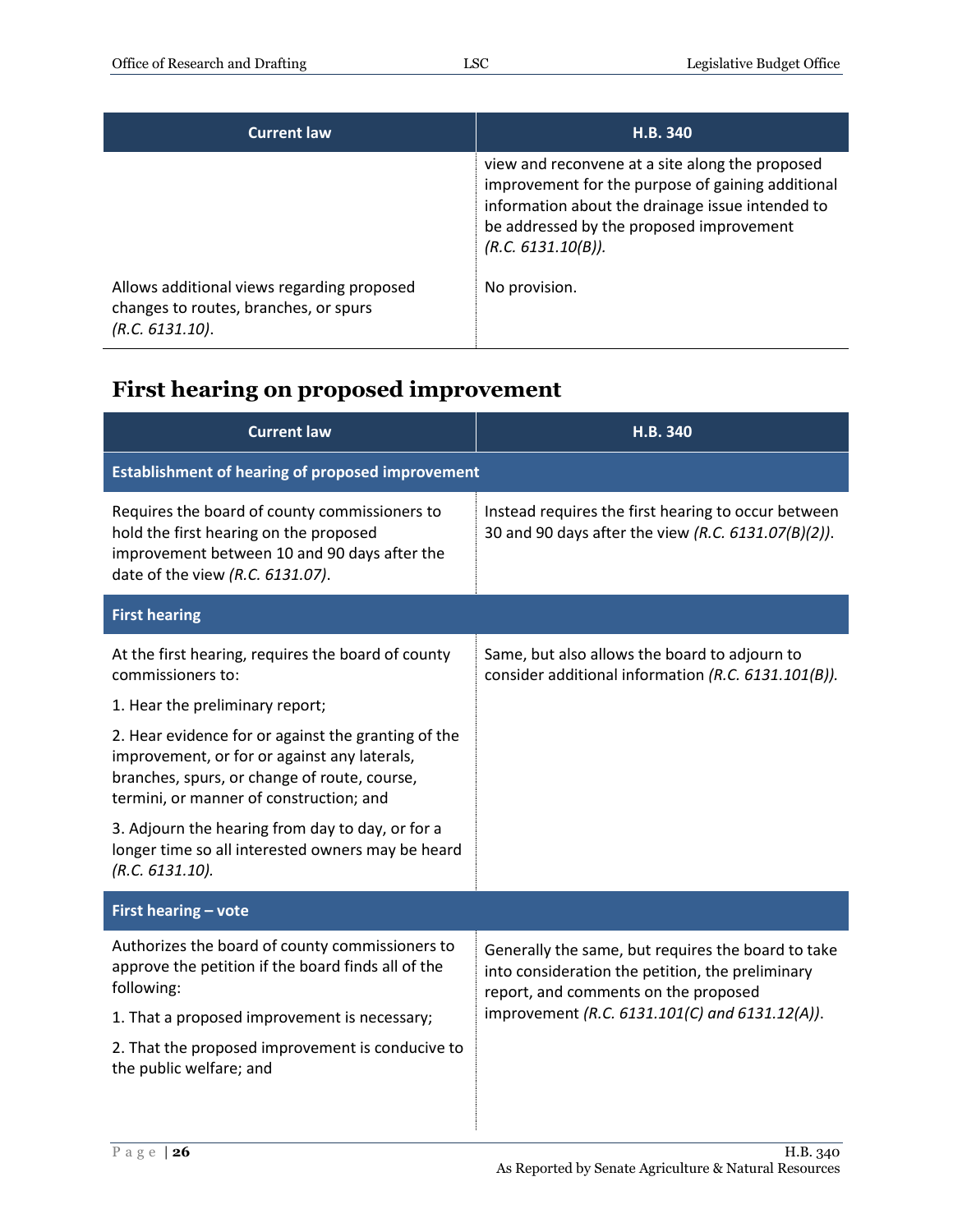| Current law | H.B. 340 |
| --- | --- |
| | view and reconvene at a site along the proposed improvement for the purpose of gaining additional information about the drainage issue intended to be addressed by the proposed improvement *(R.C. 6131.10(B))*. |
| Allows additional views regarding proposed changes to routes, branches, or spurs *(R.C. 6131.10)*. | No provision. |

## First hearing on proposed improvement

| Current law | H.B. 340 |
| --- | --- |
| **Establishment of hearing of proposed improvement** | |
| Requires the board of county commissioners to hold the first hearing on the proposed improvement between 10 and 90 days after the date of the view *(R.C. 6131.07)*. | Instead requires the first hearing to occur between 30 and 90 days after the view *(R.C. 6131.07(B)(2))*. |
| **First hearing** | |
| At the first hearing, requires the board of county commissioners to:<br>1. Hear the preliminary report;<br>2. Hear evidence for or against the granting of the improvement, or for or against any laterals, branches, spurs, or change of route, course, termini, or manner of construction; and<br>3. Adjourn the hearing from day to day, or for a longer time so all interested owners may be heard *(R.C. 6131.10)*. | Same, but also allows the board to adjourn to consider additional information *(R.C. 6131.101(B))*. |
| **First hearing – vote** | |
| Authorizes the board of county commissioners to approve the petition if the board finds all of the following:<br>1. That a proposed improvement is necessary;<br>2. That the proposed improvement is conducive to the public welfare; and | Generally the same, but requires the board to take into consideration the petition, the preliminary report, and comments on the proposed improvement *(R.C. 6131.101(C) and 6131.12(A))*. |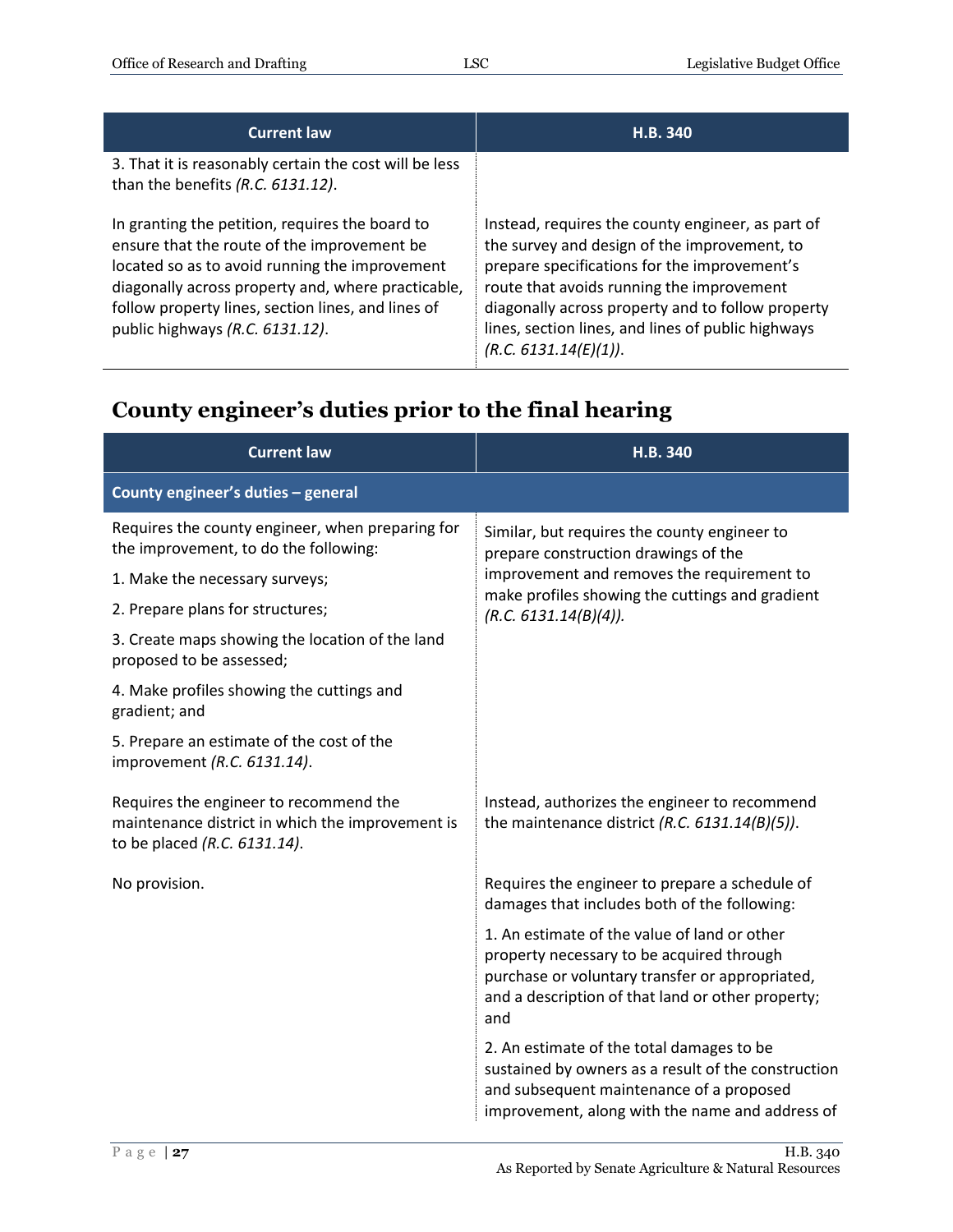| Current law | H.B. 340 |
|---|---|
| 3. That it is reasonably certain the cost will be less than the benefits *(R.C. 6131.12)*. | |
| In granting the petition, requires the board to ensure that the route of the improvement be located so as to avoid running the improvement diagonally across property and, where practicable, follow property lines, section lines, and lines of public highways *(R.C. 6131.12)*. | Instead, requires the county engineer, as part of the survey and design of the improvement, to prepare specifications for the improvement's route that avoids running the improvement diagonally across property and to follow property lines, section lines, and lines of public highways *(R.C. 6131.14(E)(1))*. |

## County engineer's duties prior to the final hearing

| Current law | H.B. 340 |
|---|---|
| **County engineer's duties – general** | |
| Requires the county engineer, when preparing for the improvement, to do the following:<br>1. Make the necessary surveys;<br>2. Prepare plans for structures;<br>3. Create maps showing the location of the land proposed to be assessed;<br>4. Make profiles showing the cuttings and gradient; and<br>5. Prepare an estimate of the cost of the improvement *(R.C. 6131.14)*. | Similar, but requires the county engineer to prepare construction drawings of the improvement and removes the requirement to make profiles showing the cuttings and gradient *(R.C. 6131.14(B)(4))*. |
| Requires the engineer to recommend the maintenance district in which the improvement is to be placed *(R.C. 6131.14)*. | Instead, authorizes the engineer to recommend the maintenance district *(R.C. 6131.14(B)(5))*. |
| No provision. | Requires the engineer to prepare a schedule of damages that includes both of the following:<br>1. An estimate of the value of land or other property necessary to be acquired through purchase or voluntary transfer or appropriated, and a description of that land or other property; and<br>2. An estimate of the total damages to be sustained by owners as a result of the construction and subsequent maintenance of a proposed improvement, along with the name and address of |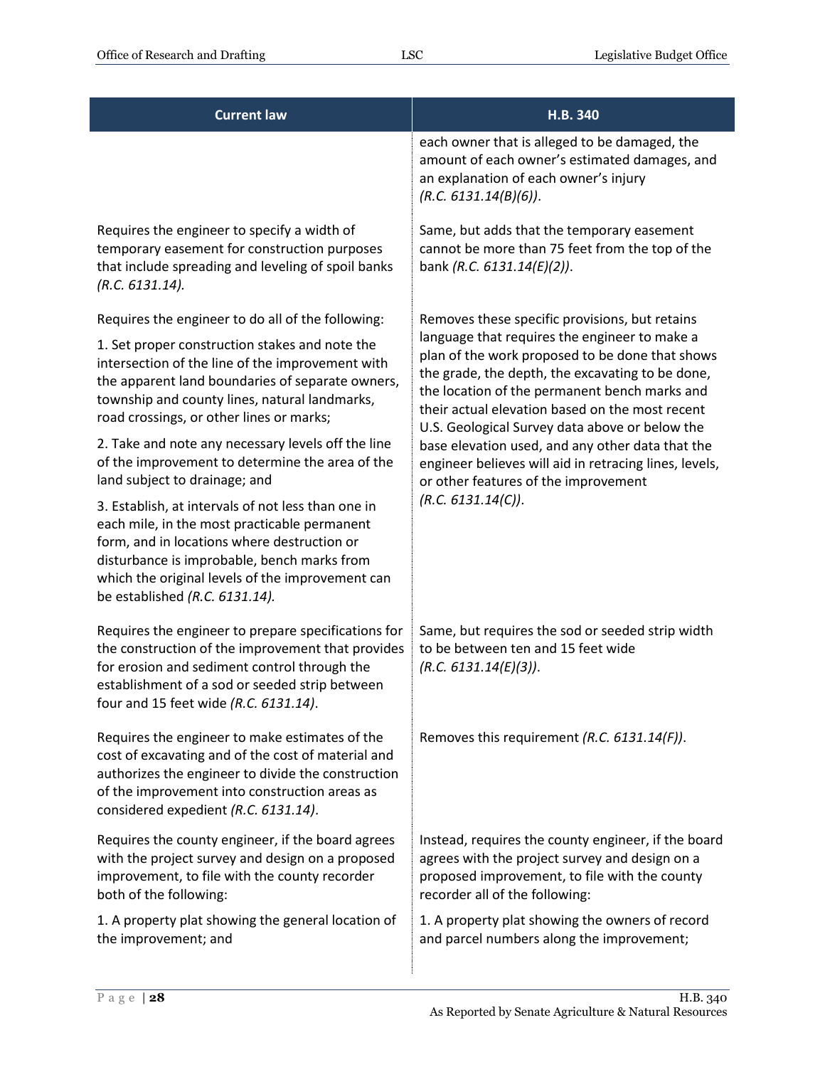| Current law | H.B. 340 |
|---|---|
| | each owner that is alleged to be damaged, the amount of each owner's estimated damages, and an explanation of each owner's injury *(R.C. 6131.14(B)(6))*. |
| Requires the engineer to specify a width of temporary easement for construction purposes that include spreading and leveling of spoil banks *(R.C. 6131.14).* | Same, but adds that the temporary easement cannot be more than 75 feet from the top of the bank *(R.C. 6131.14(E)(2))*. |
| Requires the engineer to do all of the following:<br><br>1. Set proper construction stakes and note the intersection of the line of the improvement with the apparent land boundaries of separate owners, township and county lines, natural landmarks, road crossings, or other lines or marks;<br><br>2. Take and note any necessary levels off the line of the improvement to determine the area of the land subject to drainage; and<br><br>3. Establish, at intervals of not less than one in each mile, in the most practicable permanent form, and in locations where destruction or disturbance is improbable, bench marks from which the original levels of the improvement can be established *(R.C. 6131.14).* | Removes these specific provisions, but retains language that requires the engineer to make a plan of the work proposed to be done that shows the grade, the depth, the excavating to be done, the location of the permanent bench marks and their actual elevation based on the most recent U.S. Geological Survey data above or below the base elevation used, and any other data that the engineer believes will aid in retracing lines, levels, or other features of the improvement *(R.C. 6131.14(C))*. |
| Requires the engineer to prepare specifications for the construction of the improvement that provides for erosion and sediment control through the establishment of a sod or seeded strip between four and 15 feet wide *(R.C. 6131.14)*. | Same, but requires the sod or seeded strip width to be between ten and 15 feet wide *(R.C. 6131.14(E)(3))*. |
| Requires the engineer to make estimates of the cost of excavating and of the cost of material and authorizes the engineer to divide the construction of the improvement into construction areas as considered expedient *(R.C. 6131.14)*. | Removes this requirement *(R.C. 6131.14(F))*. |
| Requires the county engineer, if the board agrees with the project survey and design on a proposed improvement, to file with the county recorder both of the following:<br><br>1. A property plat showing the general location of the improvement; and | Instead, requires the county engineer, if the board agrees with the project survey and design on a proposed improvement, to file with the county recorder all of the following:<br><br>1. A property plat showing the owners of record and parcel numbers along the improvement; |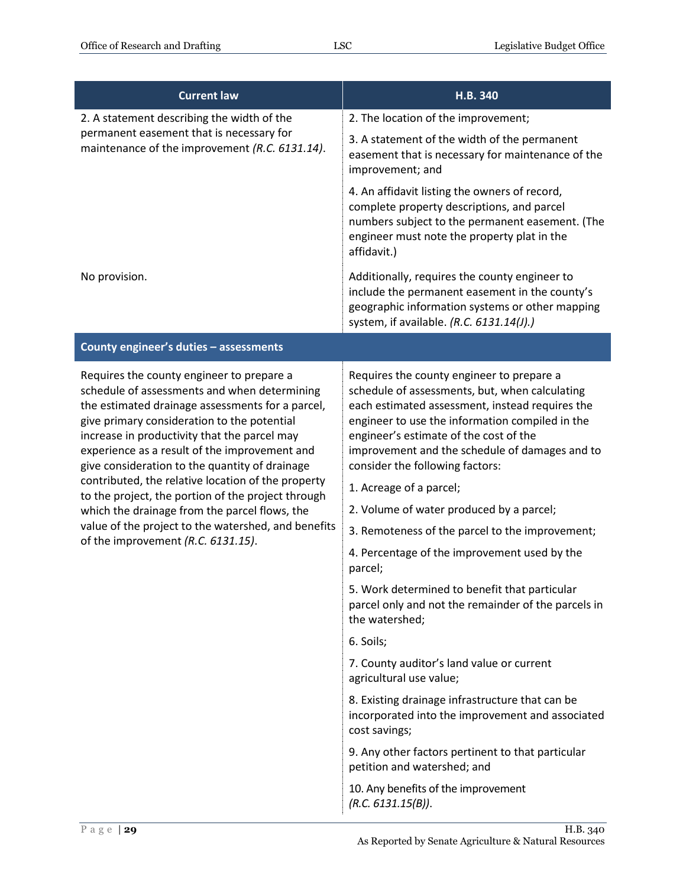| Current law | H.B. 340 |
|---|---|
| 2. A statement describing the width of the permanent easement that is necessary for maintenance of the improvement *(R.C. 6131.14)*. | 2. The location of the improvement;<br><br>3. A statement of the width of the permanent easement that is necessary for maintenance of the improvement; and<br><br>4. An affidavit listing the owners of record, complete property descriptions, and parcel numbers subject to the permanent easement. (The engineer must note the property plat in the affidavit.) |
| No provision. | Additionally, requires the county engineer to include the permanent easement in the county's geographic information systems or other mapping system, if available. *(R.C. 6131.14(J).)* |
| **County engineer's duties – assessments** | |
| Requires the county engineer to prepare a schedule of assessments and when determining the estimated drainage assessments for a parcel, give primary consideration to the potential increase in productivity that the parcel may experience as a result of the improvement and give consideration to the quantity of drainage contributed, the relative location of the property to the project, the portion of the project through which the drainage from the parcel flows, the value of the project to the watershed, and benefits of the improvement *(R.C. 6131.15)*. | Requires the county engineer to prepare a schedule of assessments, but, when calculating each estimated assessment, instead requires the engineer to use the information compiled in the engineer's estimate of the cost of the improvement and the schedule of damages and to consider the following factors:<br><br>1. Acreage of a parcel;<br><br>2. Volume of water produced by a parcel;<br><br>3. Remoteness of the parcel to the improvement;<br><br>4. Percentage of the improvement used by the parcel;<br><br>5. Work determined to benefit that particular parcel only and not the remainder of the parcels in the watershed;<br><br>6. Soils;<br><br>7. County auditor's land value or current agricultural use value;<br><br>8. Existing drainage infrastructure that can be incorporated into the improvement and associated cost savings;<br><br>9. Any other factors pertinent to that particular petition and watershed; and<br><br>10. Any benefits of the improvement *(R.C. 6131.15(B))*. |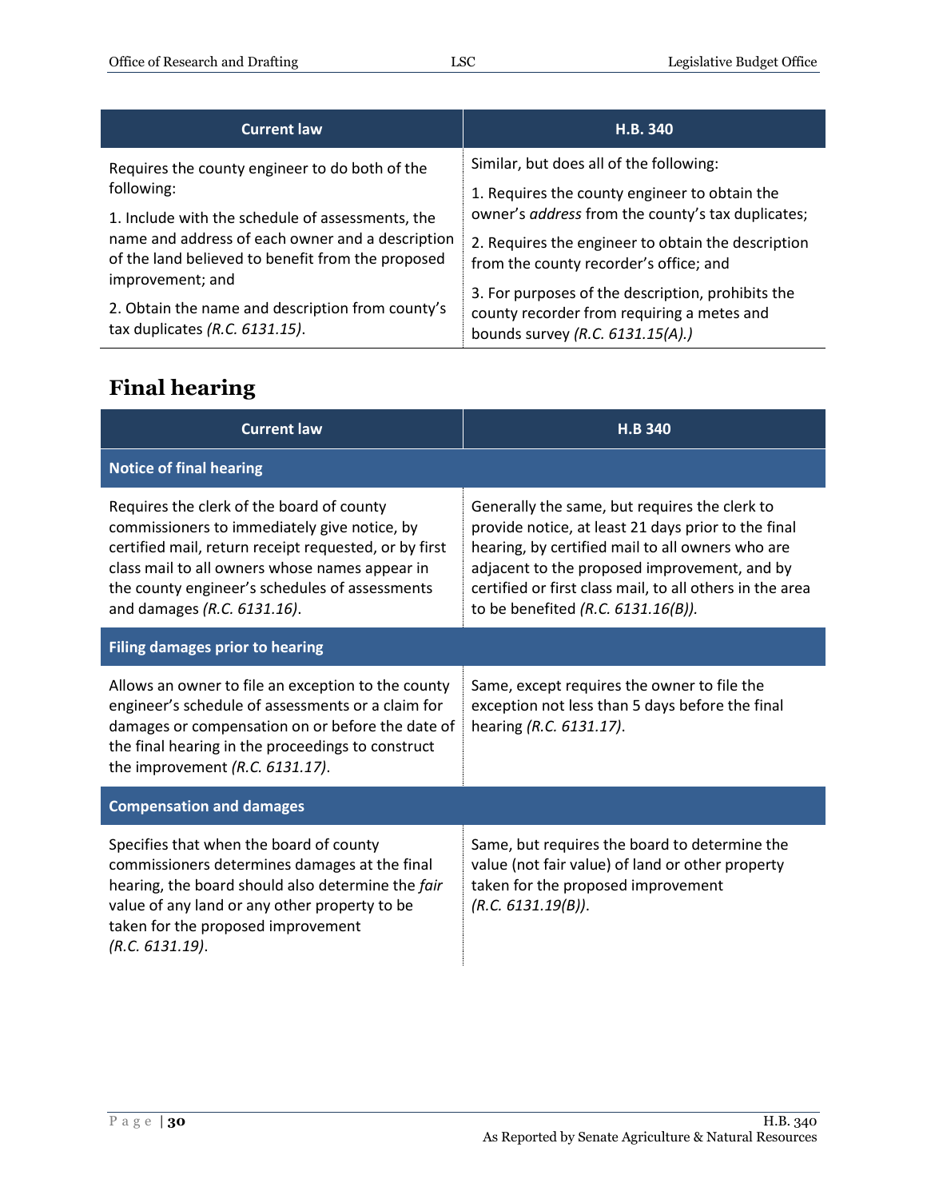| Current law | H.B. 340 |
|---|---|
| Requires the county engineer to do both of the following:<br>1. Include with the schedule of assessments, the name and address of each owner and a description of the land believed to benefit from the proposed improvement; and<br>2. Obtain the name and description from county's tax duplicates *(R.C. 6131.15)*. | Similar, but does all of the following:<br>1. Requires the county engineer to obtain the owner's *address* from the county's tax duplicates;<br>2. Requires the engineer to obtain the description from the county recorder's office; and<br>3. For purposes of the description, prohibits the county recorder from requiring a metes and bounds survey *(R.C. 6131.15(A).)* |

## Final hearing

| Current law | H.B 340 |
|---|---|
| **Notice of final hearing** | |
| Requires the clerk of the board of county commissioners to immediately give notice, by certified mail, return receipt requested, or by first class mail to all owners whose names appear in the county engineer's schedules of assessments and damages *(R.C. 6131.16)*. | Generally the same, but requires the clerk to provide notice, at least 21 days prior to the final hearing, by certified mail to all owners who are adjacent to the proposed improvement, and by certified or first class mail, to all others in the area to be benefited *(R.C. 6131.16(B))*. |
| **Filing damages prior to hearing** | |
| Allows an owner to file an exception to the county engineer's schedule of assessments or a claim for damages or compensation on or before the date of the final hearing in the proceedings to construct the improvement *(R.C. 6131.17)*. | Same, except requires the owner to file the exception not less than 5 days before the final hearing *(R.C. 6131.17)*. |
| **Compensation and damages** | |
| Specifies that when the board of county commissioners determines damages at the final hearing, the board should also determine the *fair* value of any land or any other property to be taken for the proposed improvement *(R.C. 6131.19)*. | Same, but requires the board to determine the value (not fair value) of land or other property taken for the proposed improvement *(R.C. 6131.19(B))*. |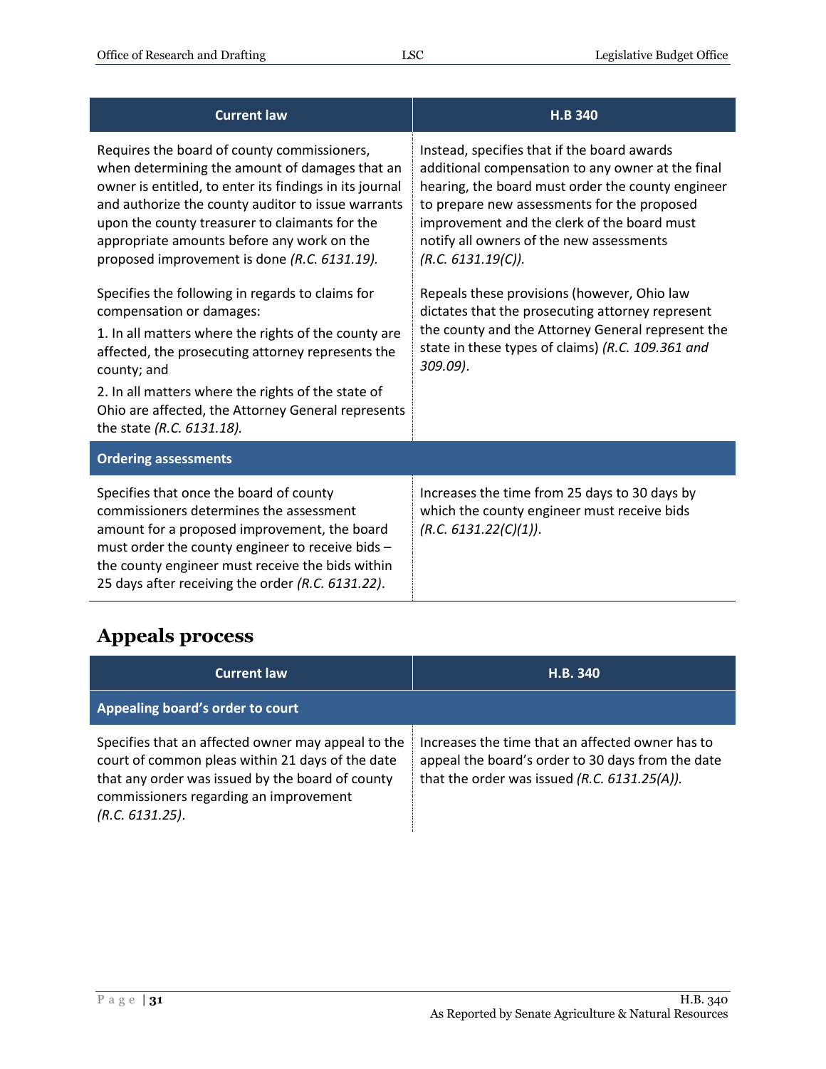| Current law | H.B 340 |
| --- | --- |
| Requires the board of county commissioners, when determining the amount of damages that an owner is entitled, to enter its findings in its journal and authorize the county auditor to issue warrants upon the county treasurer to claimants for the appropriate amounts before any work on the proposed improvement is done *(R.C. 6131.19).* | Instead, specifies that if the board awards additional compensation to any owner at the final hearing, the board must order the county engineer to prepare new assessments for the proposed improvement and the clerk of the board must notify all owners of the new assessments *(R.C. 6131.19(C)).* |
| Specifies the following in regards to claims for compensation or damages:<br>1. In all matters where the rights of the county are affected, the prosecuting attorney represents the county; and<br>2. In all matters where the rights of the state of Ohio are affected, the Attorney General represents the state *(R.C. 6131.18).* | Repeals these provisions (however, Ohio law dictates that the prosecuting attorney represent the county and the Attorney General represent the state in these types of claims) *(R.C. 109.361 and 309.09)*. |
| **Ordering assessments** | |
| Specifies that once the board of county commissioners determines the assessment amount for a proposed improvement, the board must order the county engineer to receive bids – the county engineer must receive the bids within 25 days after receiving the order *(R.C. 6131.22)*. | Increases the time from 25 days to 30 days by which the county engineer must receive bids *(R.C. 6131.22(C)(1))*. |

## Appeals process

| Current law | H.B. 340 |
| --- | --- |
| **Appealing board's order to court** | |
| Specifies that an affected owner may appeal to the court of common pleas within 21 days of the date that any order was issued by the board of county commissioners regarding an improvement *(R.C. 6131.25)*. | Increases the time that an affected owner has to appeal the board's order to 30 days from the date that the order was issued *(R.C. 6131.25(A)).* |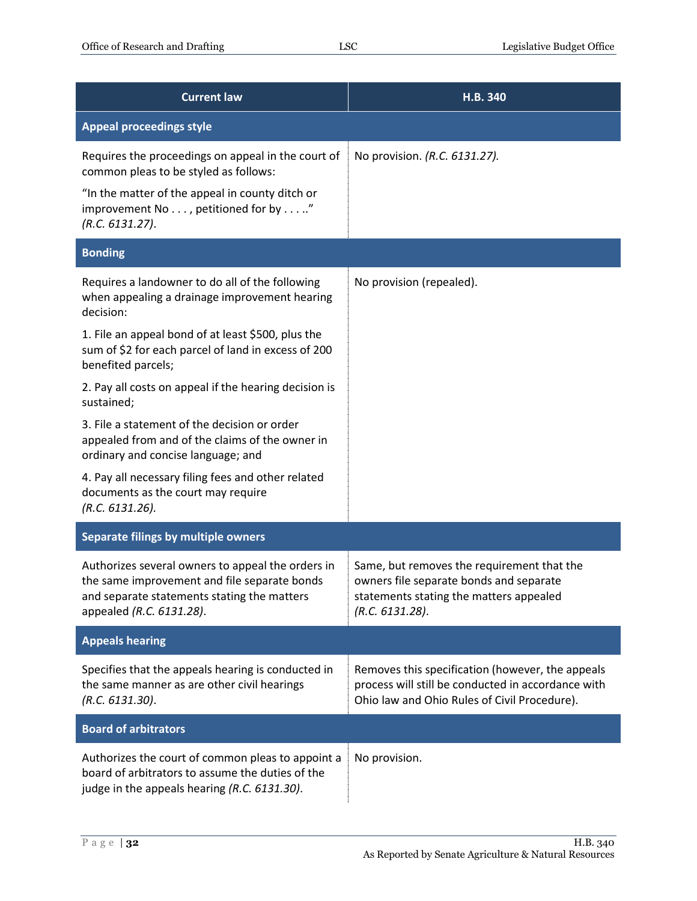| Current law | H.B. 340 |
|---|---|
| **Appeal proceedings style** | |
| Requires the proceedings on appeal in the court of common pleas to be styled as follows:<br><br>"In the matter of the appeal in county ditch or improvement No . . . , petitioned for by . . . . ." *(R.C. 6131.27)*. | No provision. *(R.C. 6131.27).* |
| **Bonding** | |
| Requires a landowner to do all of the following when appealing a drainage improvement hearing decision:<br><br>1. File an appeal bond of at least $500, plus the sum of $2 for each parcel of land in excess of 200 benefited parcels;<br><br>2. Pay all costs on appeal if the hearing decision is sustained;<br><br>3. File a statement of the decision or order appealed from and of the claims of the owner in ordinary and concise language; and<br><br>4. Pay all necessary filing fees and other related documents as the court may require *(R.C. 6131.26)*. | No provision (repealed). |
| **Separate filings by multiple owners** | |
| Authorizes several owners to appeal the orders in the same improvement and file separate bonds and separate statements stating the matters appealed *(R.C. 6131.28)*. | Same, but removes the requirement that the owners file separate bonds and separate statements stating the matters appealed *(R.C. 6131.28)*. |
| **Appeals hearing** | |
| Specifies that the appeals hearing is conducted in the same manner as are other civil hearings *(R.C. 6131.30)*. | Removes this specification (however, the appeals process will still be conducted in accordance with Ohio law and Ohio Rules of Civil Procedure). |
| **Board of arbitrators** | |
| Authorizes the court of common pleas to appoint a board of arbitrators to assume the duties of the judge in the appeals hearing *(R.C. 6131.30)*. | No provision. |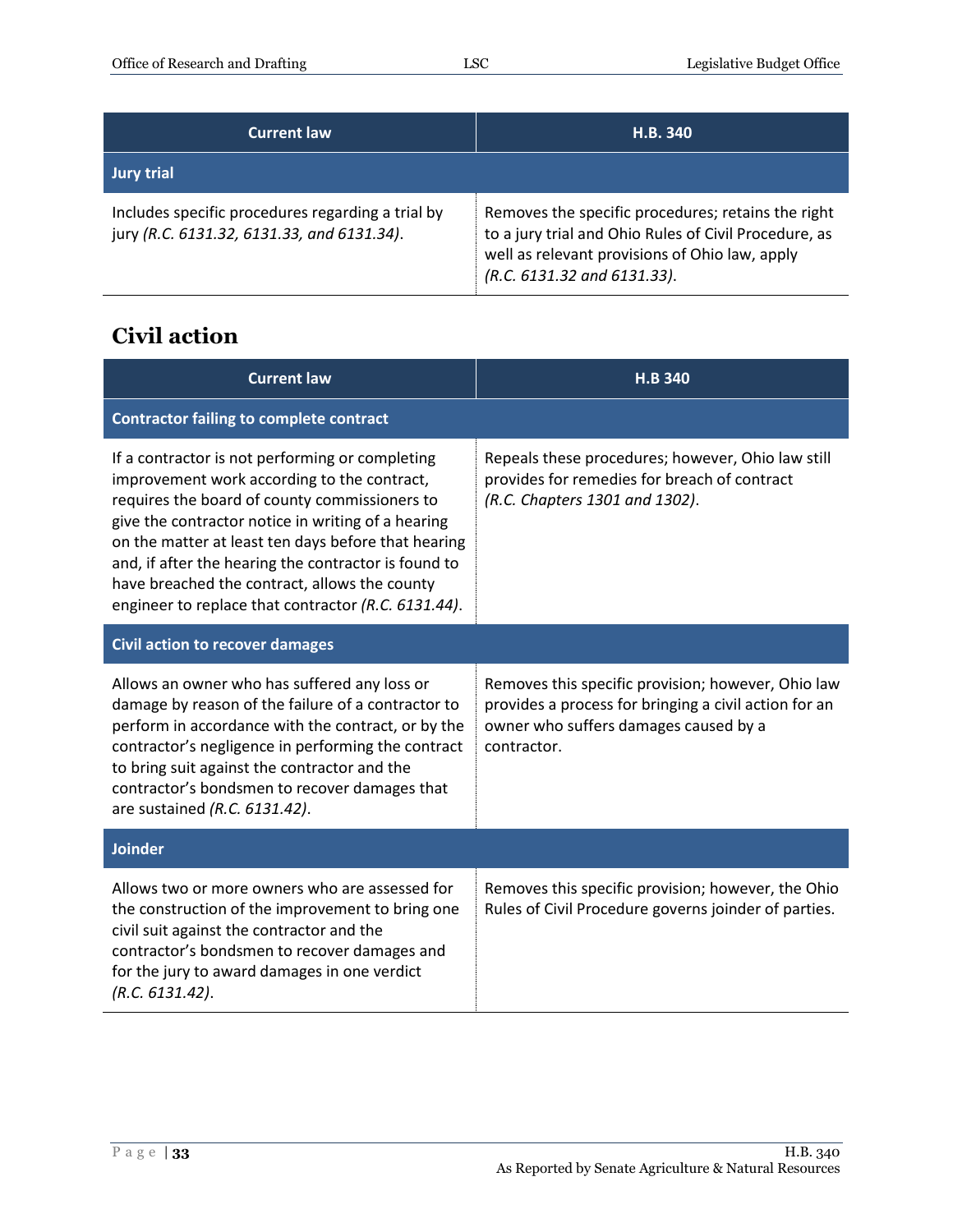| Current law | H.B. 340 |
|---|---|
| **Jury trial** | |
| Includes specific procedures regarding a trial by jury *(R.C. 6131.32, 6131.33, and 6131.34)*. | Removes the specific procedures; retains the right to a jury trial and Ohio Rules of Civil Procedure, as well as relevant provisions of Ohio law, apply *(R.C. 6131.32 and 6131.33)*. |

## Civil action

| Current law | H.B 340 |
|---|---|
| **Contractor failing to complete contract** | |
| If a contractor is not performing or completing improvement work according to the contract, requires the board of county commissioners to give the contractor notice in writing of a hearing on the matter at least ten days before that hearing and, if after the hearing the contractor is found to have breached the contract, allows the county engineer to replace that contractor *(R.C. 6131.44)*. | Repeals these procedures; however, Ohio law still provides for remedies for breach of contract *(R.C. Chapters 1301 and 1302)*. |
| **Civil action to recover damages** | |
| Allows an owner who has suffered any loss or damage by reason of the failure of a contractor to perform in accordance with the contract, or by the contractor's negligence in performing the contract to bring suit against the contractor and the contractor's bondsmen to recover damages that are sustained *(R.C. 6131.42)*. | Removes this specific provision; however, Ohio law provides a process for bringing a civil action for an owner who suffers damages caused by a contractor. |
| **Joinder** | |
| Allows two or more owners who are assessed for the construction of the improvement to bring one civil suit against the contractor and the contractor's bondsmen to recover damages and for the jury to award damages in one verdict *(R.C. 6131.42)*. | Removes this specific provision; however, the Ohio Rules of Civil Procedure governs joinder of parties. |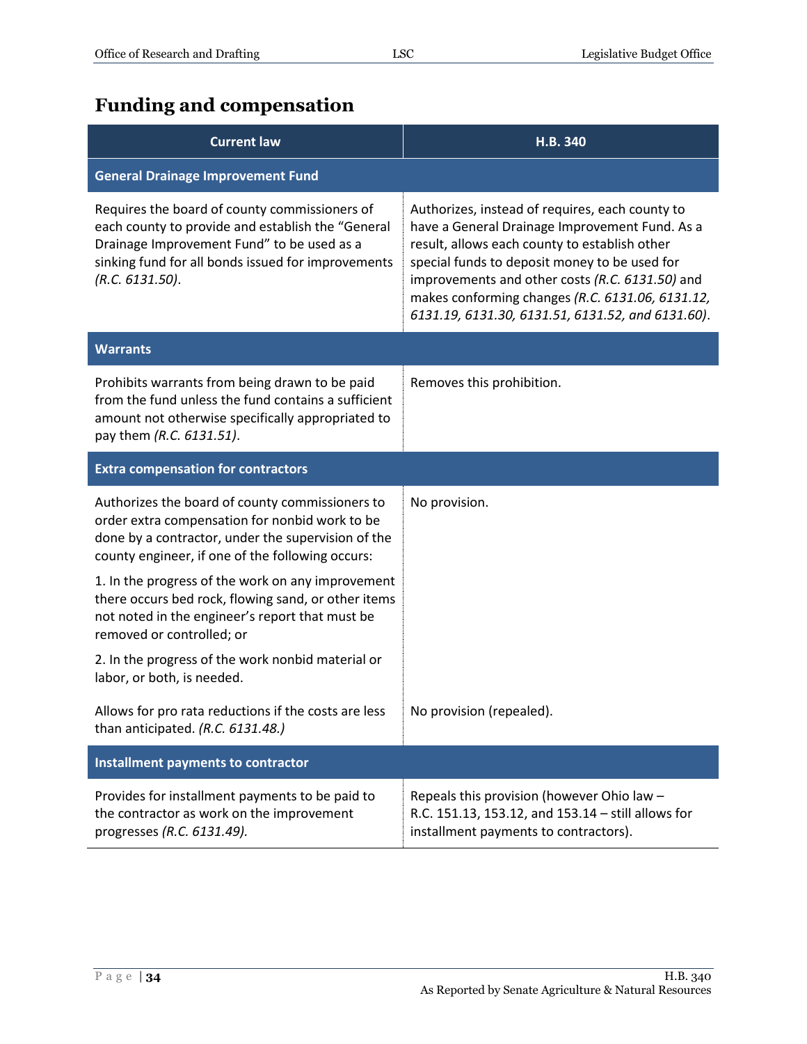## Funding and compensation

| Current law | H.B. 340 |
|---|---|
| **General Drainage Improvement Fund** | |
| Requires the board of county commissioners of each county to provide and establish the "General Drainage Improvement Fund" to be used as a sinking fund for all bonds issued for improvements *(R.C. 6131.50)*. | Authorizes, instead of requires, each county to have a General Drainage Improvement Fund. As a result, allows each county to establish other special funds to deposit money to be used for improvements and other costs *(R.C. 6131.50)* and makes conforming changes *(R.C. 6131.06, 6131.12, 6131.19, 6131.30, 6131.51, 6131.52, and 6131.60)*. |
| **Warrants** | |
| Prohibits warrants from being drawn to be paid from the fund unless the fund contains a sufficient amount not otherwise specifically appropriated to pay them *(R.C. 6131.51)*. | Removes this prohibition. |
| **Extra compensation for contractors** | |
| Authorizes the board of county commissioners to order extra compensation for nonbid work to be done by a contractor, under the supervision of the county engineer, if one of the following occurs:<br><br>1. In the progress of the work on any improvement there occurs bed rock, flowing sand, or other items not noted in the engineer's report that must be removed or controlled; or<br><br>2. In the progress of the work nonbid material or labor, or both, is needed. | No provision. |
| Allows for pro rata reductions if the costs are less than anticipated. *(R.C. 6131.48.)* | No provision (repealed). |
| **Installment payments to contractor** | |
| Provides for installment payments to be paid to the contractor as work on the improvement progresses *(R.C. 6131.49).* | Repeals this provision (however Ohio law – R.C. 151.13, 153.12, and 153.14 – still allows for installment payments to contractors). |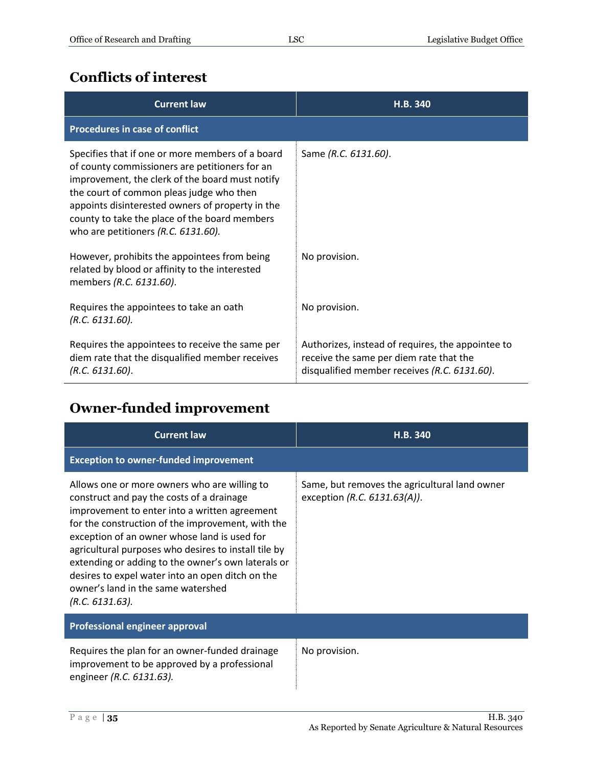## Conflicts of interest

| Current law | H.B. 340 |
|---|---|
| **Procedures in case of conflict** | |
| Specifies that if one or more members of a board of county commissioners are petitioners for an improvement, the clerk of the board must notify the court of common pleas judge who then appoints disinterested owners of property in the county to take the place of the board members who are petitioners *(R.C. 6131.60).* | Same *(R.C. 6131.60)*. |
| However, prohibits the appointees from being related by blood or affinity to the interested members *(R.C. 6131.60)*. | No provision. |
| Requires the appointees to take an oath *(R.C. 6131.60).* | No provision. |
| Requires the appointees to receive the same per diem rate that the disqualified member receives *(R.C. 6131.60)*. | Authorizes, instead of requires, the appointee to receive the same per diem rate that the disqualified member receives *(R.C. 6131.60)*. |

## Owner-funded improvement

| Current law | H.B. 340 |
|---|---|
| **Exception to owner-funded improvement** | |
| Allows one or more owners who are willing to construct and pay the costs of a drainage improvement to enter into a written agreement for the construction of the improvement, with the exception of an owner whose land is used for agricultural purposes who desires to install tile by extending or adding to the owner's own laterals or desires to expel water into an open ditch on the owner's land in the same watershed *(R.C. 6131.63).* | Same, but removes the agricultural land owner exception *(R.C. 6131.63(A))*. |
| **Professional engineer approval** | |
| Requires the plan for an owner-funded drainage improvement to be approved by a professional engineer *(R.C. 6131.63).* | No provision. |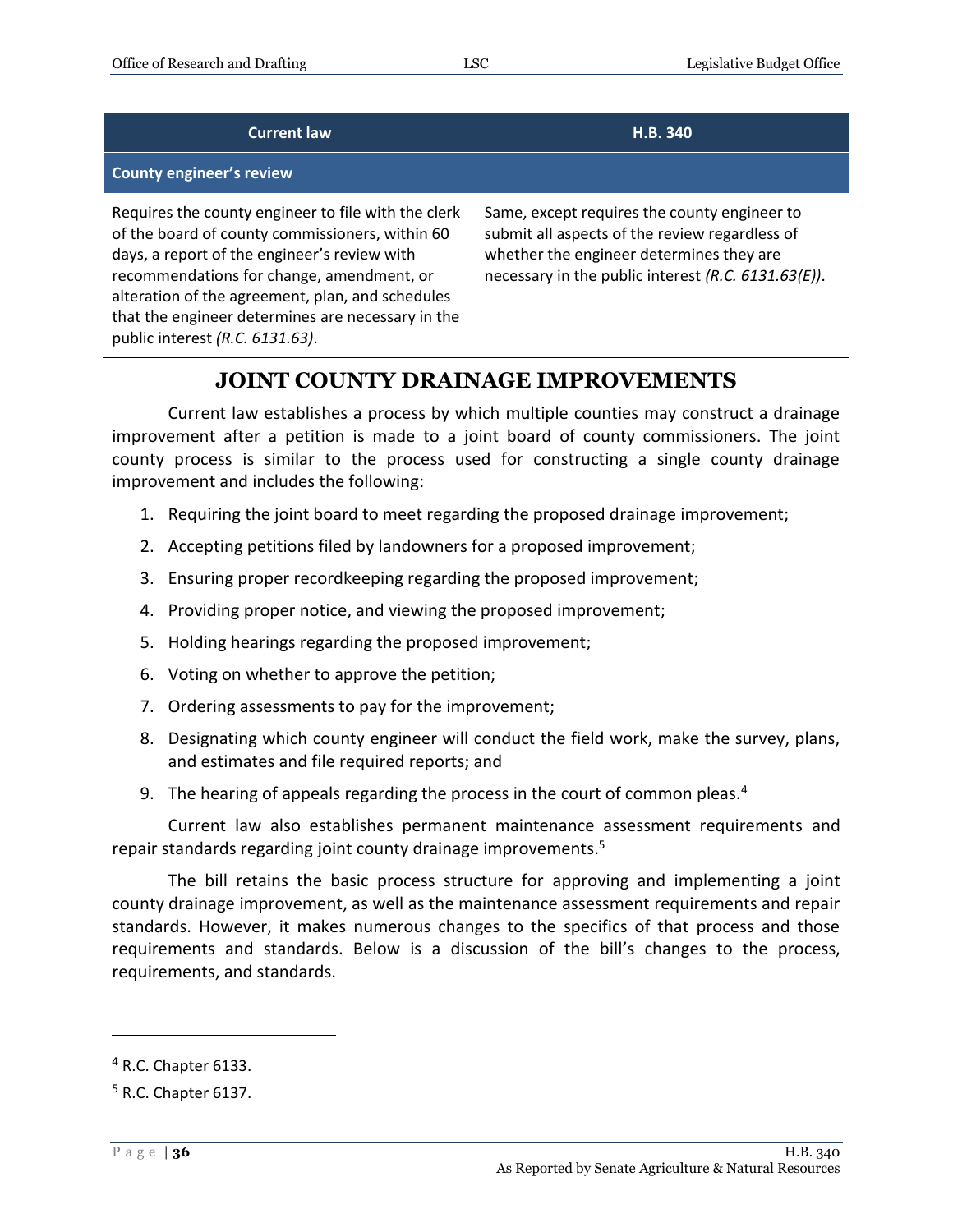| Current law | H.B. 340 |
| --- | --- |
| **County engineer's review** | |
| Requires the county engineer to file with the clerk of the board of county commissioners, within 60 days, a report of the engineer's review with recommendations for change, amendment, or alteration of the agreement, plan, and schedules that the engineer determines are necessary in the public interest *(R.C. 6131.63)*. | Same, except requires the county engineer to submit all aspects of the review regardless of whether the engineer determines they are necessary in the public interest *(R.C. 6131.63(E))*. |

## JOINT COUNTY DRAINAGE IMPROVEMENTS

Current law establishes a process by which multiple counties may construct a drainage improvement after a petition is made to a joint board of county commissioners. The joint county process is similar to the process used for constructing a single county drainage improvement and includes the following:

1. Requiring the joint board to meet regarding the proposed drainage improvement;
2. Accepting petitions filed by landowners for a proposed improvement;
3. Ensuring proper recordkeeping regarding the proposed improvement;
4. Providing proper notice, and viewing the proposed improvement;
5. Holding hearings regarding the proposed improvement;
6. Voting on whether to approve the petition;
7. Ordering assessments to pay for the improvement;
8. Designating which county engineer will conduct the field work, make the survey, plans, and estimates and file required reports; and
9. The hearing of appeals regarding the process in the court of common pleas.[4]

Current law also establishes permanent maintenance assessment requirements and repair standards regarding joint county drainage improvements.[5]

The bill retains the basic process structure for approving and implementing a joint county drainage improvement, as well as the maintenance assessment requirements and repair standards. However, it makes numerous changes to the specifics of that process and those requirements and standards. Below is a discussion of the bill's changes to the process, requirements, and standards.

---

[4] R.C. Chapter 6133.

[5] R.C. Chapter 6137.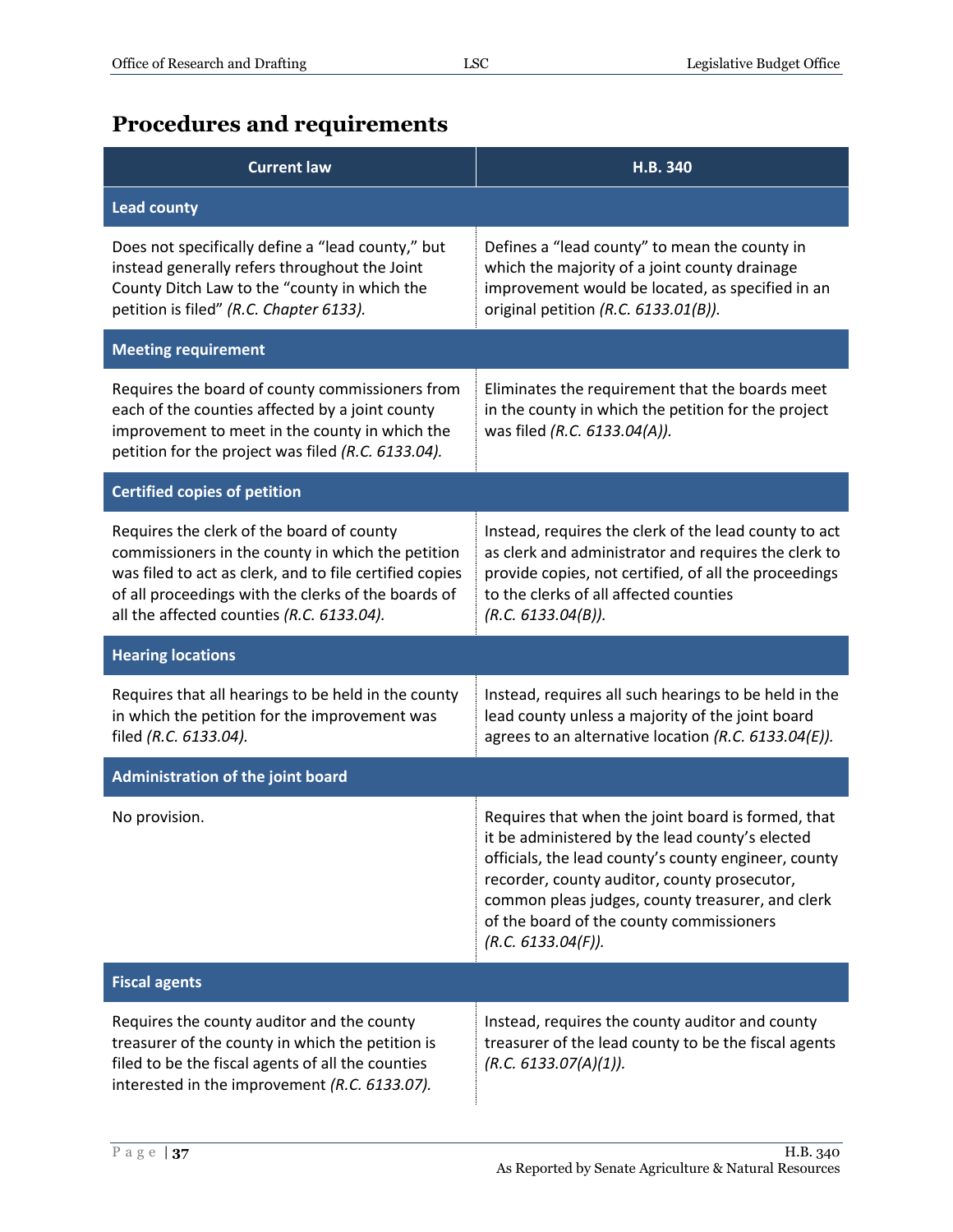## Procedures and requirements

| Current law | H.B. 340 |
|---|---|
| **Lead county** | |
| Does not specifically define a "lead county," but instead generally refers throughout the Joint County Ditch Law to the "county in which the petition is filed" *(R.C. Chapter 6133).* | Defines a "lead county" to mean the county in which the majority of a joint county drainage improvement would be located, as specified in an original petition *(R.C. 6133.01(B)).* |
| **Meeting requirement** | |
| Requires the board of county commissioners from each of the counties affected by a joint county improvement to meet in the county in which the petition for the project was filed *(R.C. 6133.04).* | Eliminates the requirement that the boards meet in the county in which the petition for the project was filed *(R.C. 6133.04(A)).* |
| **Certified copies of petition** | |
| Requires the clerk of the board of county commissioners in the county in which the petition was filed to act as clerk, and to file certified copies of all proceedings with the clerks of the boards of all the affected counties *(R.C. 6133.04).* | Instead, requires the clerk of the lead county to act as clerk and administrator and requires the clerk to provide copies, not certified, of all the proceedings to the clerks of all affected counties *(R.C. 6133.04(B)).* |
| **Hearing locations** | |
| Requires that all hearings to be held in the county in which the petition for the improvement was filed *(R.C. 6133.04).* | Instead, requires all such hearings to be held in the lead county unless a majority of the joint board agrees to an alternative location *(R.C. 6133.04(E)).* |
| **Administration of the joint board** | |
| No provision. | Requires that when the joint board is formed, that it be administered by the lead county's elected officials, the lead county's county engineer, county recorder, county auditor, county prosecutor, common pleas judges, county treasurer, and clerk of the board of the county commissioners *(R.C. 6133.04(F)).* |
| **Fiscal agents** | |
| Requires the county auditor and the county treasurer of the county in which the petition is filed to be the fiscal agents of all the counties interested in the improvement *(R.C. 6133.07).* | Instead, requires the county auditor and county treasurer of the lead county to be the fiscal agents *(R.C. 6133.07(A)(1)).* |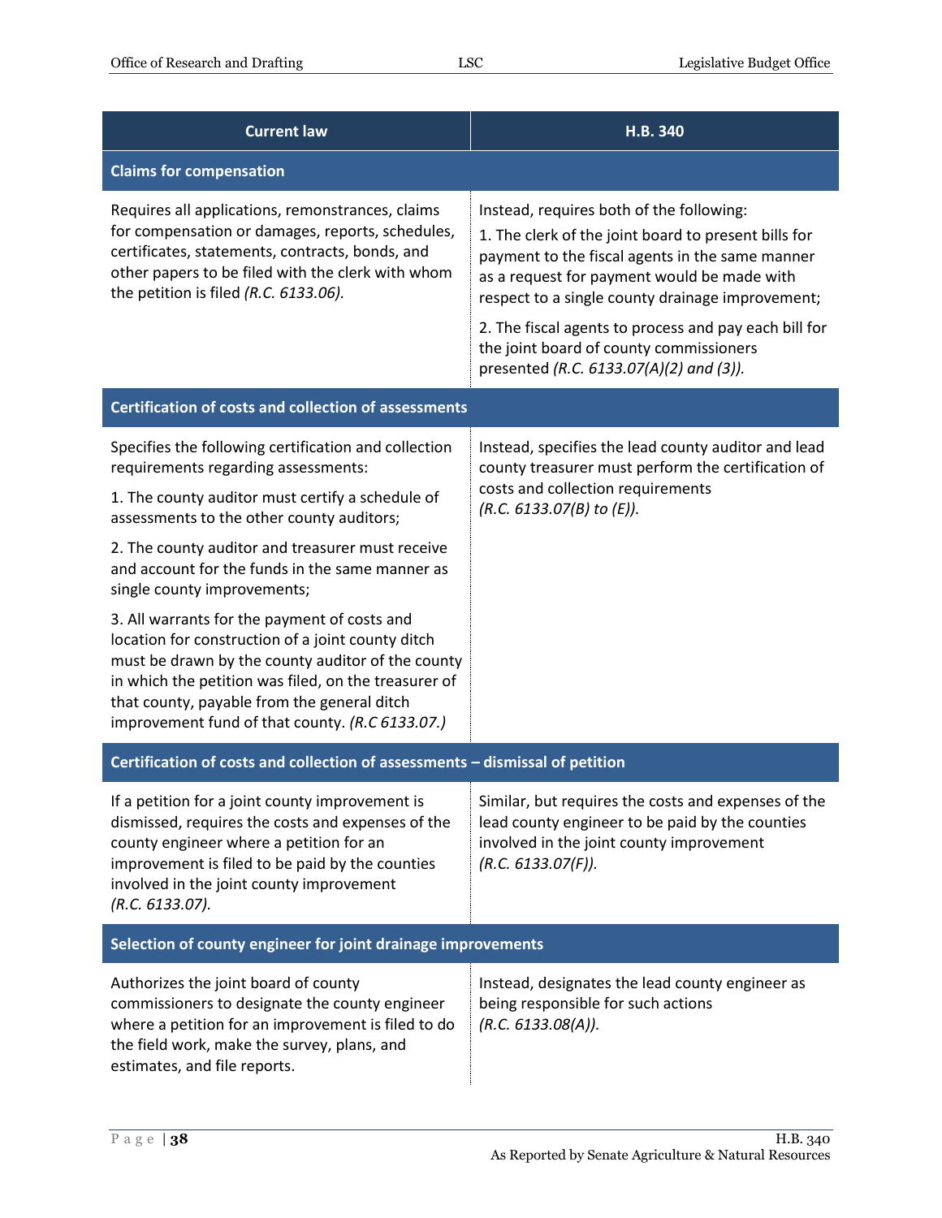| Current law | H.B. 340 |
|---|---|
| **Claims for compensation** | |
| Requires all applications, remonstrances, claims for compensation or damages, reports, schedules, certificates, statements, contracts, bonds, and other papers to be filed with the clerk with whom the petition is filed *(R.C. 6133.06).* | Instead, requires both of the following:<br>1. The clerk of the joint board to present bills for payment to the fiscal agents in the same manner as a request for payment would be made with respect to a single county drainage improvement;<br>2. The fiscal agents to process and pay each bill for the joint board of county commissioners presented *(R.C. 6133.07(A)(2) and (3)).* |
| **Certification of costs and collection of assessments** | |
| Specifies the following certification and collection requirements regarding assessments:<br>1. The county auditor must certify a schedule of assessments to the other county auditors;<br>2. The county auditor and treasurer must receive and account for the funds in the same manner as single county improvements;<br>3. All warrants for the payment of costs and location for construction of a joint county ditch must be drawn by the county auditor of the county in which the petition was filed, on the treasurer of that county, payable from the general ditch improvement fund of that county. *(R.C 6133.07.)* | Instead, specifies the lead county auditor and lead county treasurer must perform the certification of costs and collection requirements *(R.C. 6133.07(B) to (E)).* |
| **Certification of costs and collection of assessments – dismissal of petition** | |
| If a petition for a joint county improvement is dismissed, requires the costs and expenses of the county engineer where a petition for an improvement is filed to be paid by the counties involved in the joint county improvement *(R.C. 6133.07).* | Similar, but requires the costs and expenses of the lead county engineer to be paid by the counties involved in the joint county improvement *(R.C. 6133.07(F)).* |
| **Selection of county engineer for joint drainage improvements** | |
| Authorizes the joint board of county commissioners to designate the county engineer where a petition for an improvement is filed to do the field work, make the survey, plans, and estimates, and file reports. | Instead, designates the lead county engineer as being responsible for such actions *(R.C. 6133.08(A)).* |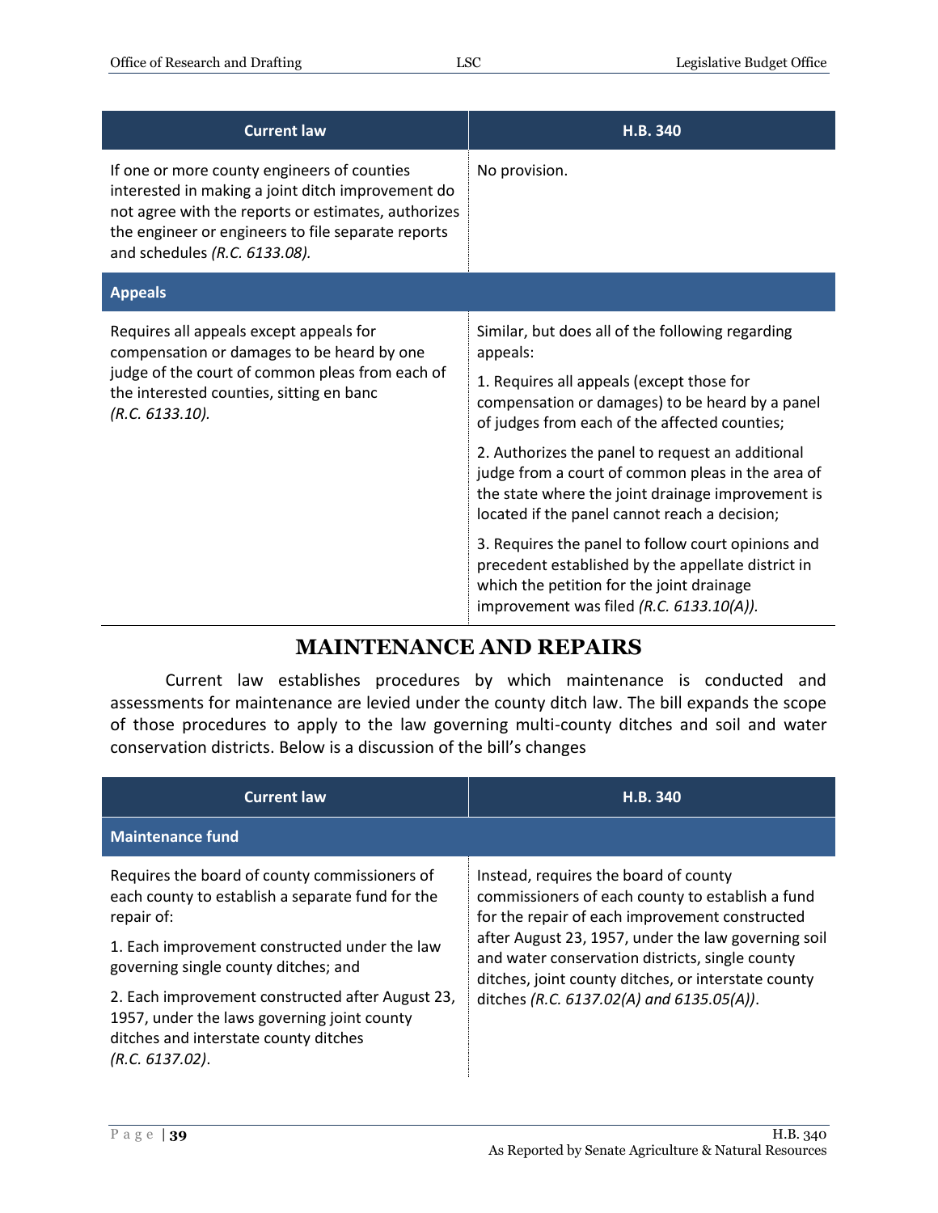| Current law | H.B. 340 |
|---|---|
| If one or more county engineers of counties interested in making a joint ditch improvement do not agree with the reports or estimates, authorizes the engineer or engineers to file separate reports and schedules *(R.C. 6133.08).* | No provision. |
| **Appeals** | |
| Requires all appeals except appeals for compensation or damages to be heard by one judge of the court of common pleas from each of the interested counties, sitting en banc *(R.C. 6133.10).* | Similar, but does all of the following regarding appeals:<br><br>1. Requires all appeals (except those for compensation or damages) to be heard by a panel of judges from each of the affected counties;<br><br>2. Authorizes the panel to request an additional judge from a court of common pleas in the area of the state where the joint drainage improvement is located if the panel cannot reach a decision;<br><br>3. Requires the panel to follow court opinions and precedent established by the appellate district in which the petition for the joint drainage improvement was filed *(R.C. 6133.10(A)).* |

# MAINTENANCE AND REPAIRS

Current law establishes procedures by which maintenance is conducted and assessments for maintenance are levied under the county ditch law. The bill expands the scope of those procedures to apply to the law governing multi-county ditches and soil and water conservation districts. Below is a discussion of the bill's changes

| Current law | H.B. 340 |
|---|---|
| **Maintenance fund** | |
| Requires the board of county commissioners of each county to establish a separate fund for the repair of:<br><br>1. Each improvement constructed under the law governing single county ditches; and<br><br>2. Each improvement constructed after August 23, 1957, under the laws governing joint county ditches and interstate county ditches *(R.C. 6137.02)*. | Instead, requires the board of county commissioners of each county to establish a fund for the repair of each improvement constructed after August 23, 1957, under the law governing soil and water conservation districts, single county ditches, joint county ditches, or interstate county ditches *(R.C. 6137.02(A) and 6135.05(A))*. |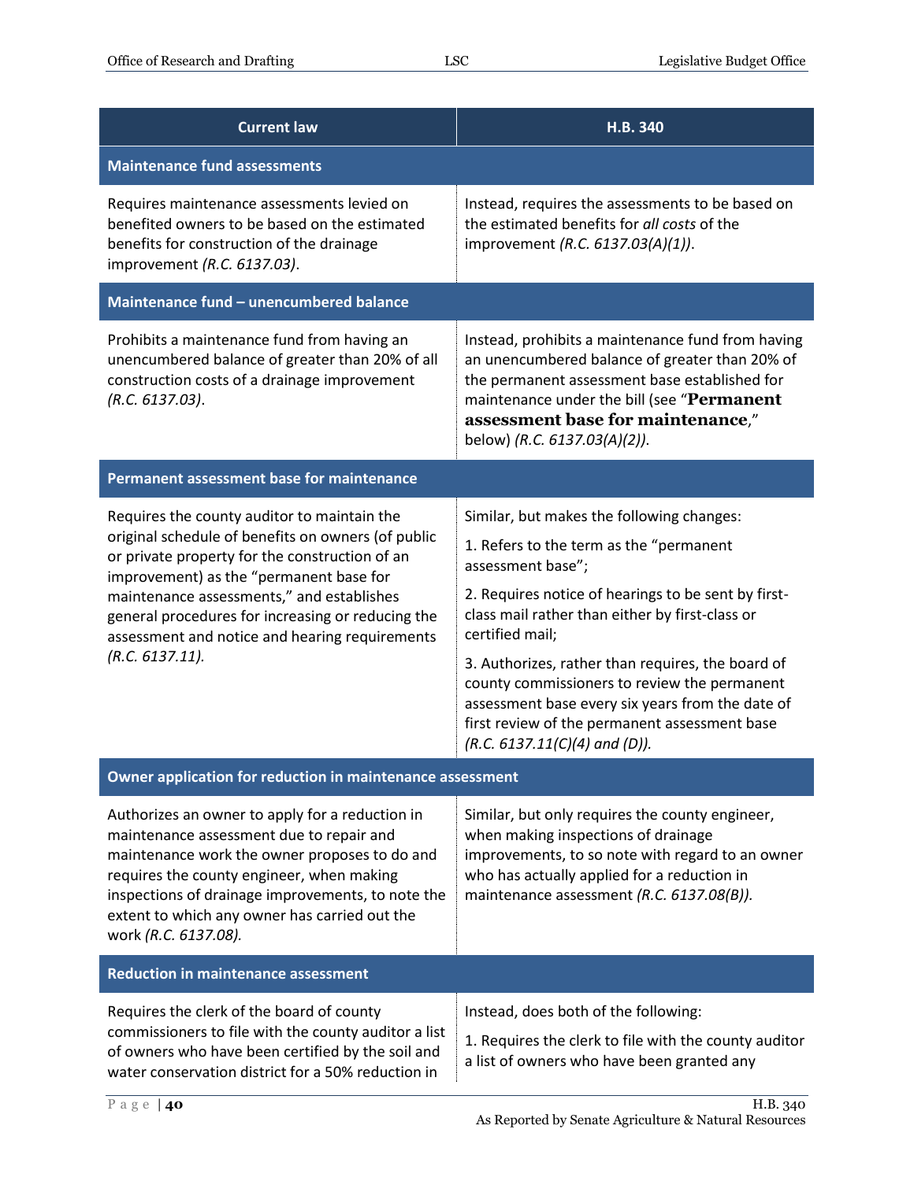| Current law | H.B. 340 |
|---|---|
| **Maintenance fund assessments** | |
| Requires maintenance assessments levied on benefited owners to be based on the estimated benefits for construction of the drainage improvement *(R.C. 6137.03)*. | Instead, requires the assessments to be based on the estimated benefits for *all costs* of the improvement *(R.C. 6137.03(A)(1))*. |
| **Maintenance fund – unencumbered balance** | |
| Prohibits a maintenance fund from having an unencumbered balance of greater than 20% of all construction costs of a drainage improvement *(R.C. 6137.03)*. | Instead, prohibits a maintenance fund from having an unencumbered balance of greater than 20% of the permanent assessment base established for maintenance under the bill (see "**Permanent assessment base for maintenance**," below) *(R.C. 6137.03(A)(2))*. |
| **Permanent assessment base for maintenance** | |
| Requires the county auditor to maintain the original schedule of benefits on owners (of public or private property for the construction of an improvement) as the "permanent base for maintenance assessments," and establishes general procedures for increasing or reducing the assessment and notice and hearing requirements *(R.C. 6137.11).* | Similar, but makes the following changes:<br>1. Refers to the term as the "permanent assessment base";<br>2. Requires notice of hearings to be sent by first-class mail rather than either by first-class or certified mail;<br>3. Authorizes, rather than requires, the board of county commissioners to review the permanent assessment base every six years from the date of first review of the permanent assessment base *(R.C. 6137.11(C)(4) and (D)).* |
| **Owner application for reduction in maintenance assessment** | |
| Authorizes an owner to apply for a reduction in maintenance assessment due to repair and maintenance work the owner proposes to do and requires the county engineer, when making inspections of drainage improvements, to note the extent to which any owner has carried out the work *(R.C. 6137.08).* | Similar, but only requires the county engineer, when making inspections of drainage improvements, to so note with regard to an owner who has actually applied for a reduction in maintenance assessment *(R.C. 6137.08(B)).* |
| **Reduction in maintenance assessment** | |
| Requires the clerk of the board of county commissioners to file with the county auditor a list of owners who have been certified by the soil and water conservation district for a 50% reduction in | Instead, does both of the following:<br>1. Requires the clerk to file with the county auditor a list of owners who have been granted any |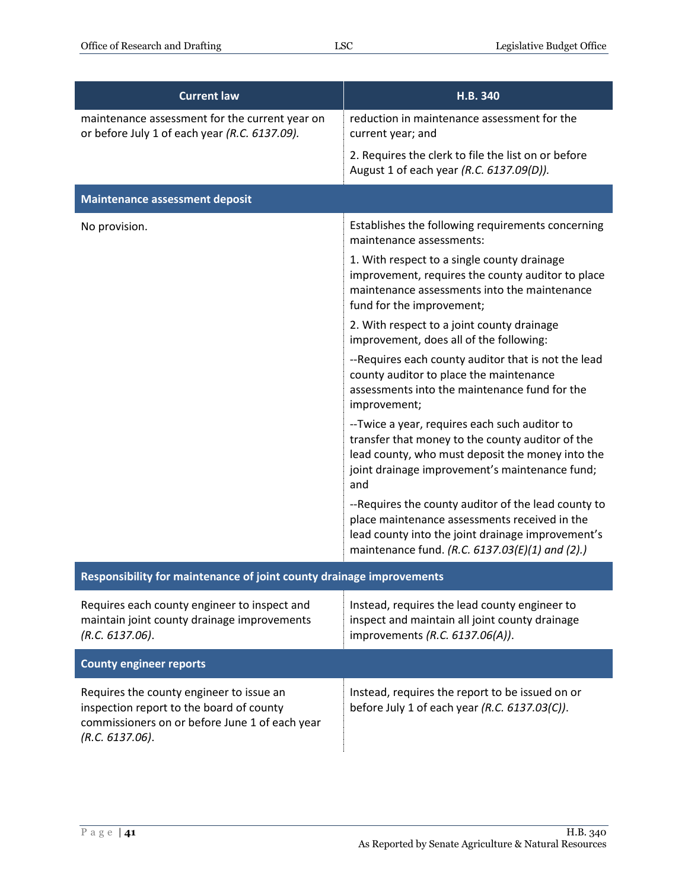| Current law | H.B. 340 |
|---|---|
| maintenance assessment for the current year on or before July 1 of each year *(R.C. 6137.09).* | reduction in maintenance assessment for the current year; and<br><br>2. Requires the clerk to file the list on or before August 1 of each year *(R.C. 6137.09(D)).* |
| **Maintenance assessment deposit** | |
| No provision. | Establishes the following requirements concerning maintenance assessments:<br><br>1. With respect to a single county drainage improvement, requires the county auditor to place maintenance assessments into the maintenance fund for the improvement;<br><br>2. With respect to a joint county drainage improvement, does all of the following:<br><br>--Requires each county auditor that is not the lead county auditor to place the maintenance assessments into the maintenance fund for the improvement;<br><br>--Twice a year, requires each such auditor to transfer that money to the county auditor of the lead county, who must deposit the money into the joint drainage improvement's maintenance fund; and<br><br>--Requires the county auditor of the lead county to place maintenance assessments received in the lead county into the joint drainage improvement's maintenance fund. *(R.C. 6137.03(E)(1) and (2).)* |
| **Responsibility for maintenance of joint county drainage improvements** | |
| Requires each county engineer to inspect and maintain joint county drainage improvements *(R.C. 6137.06)*. | Instead, requires the lead county engineer to inspect and maintain all joint county drainage improvements *(R.C. 6137.06(A))*. |
| **County engineer reports** | |
| Requires the county engineer to issue an inspection report to the board of county commissioners on or before June 1 of each year *(R.C. 6137.06)*. | Instead, requires the report to be issued on or before July 1 of each year *(R.C. 6137.03(C))*. |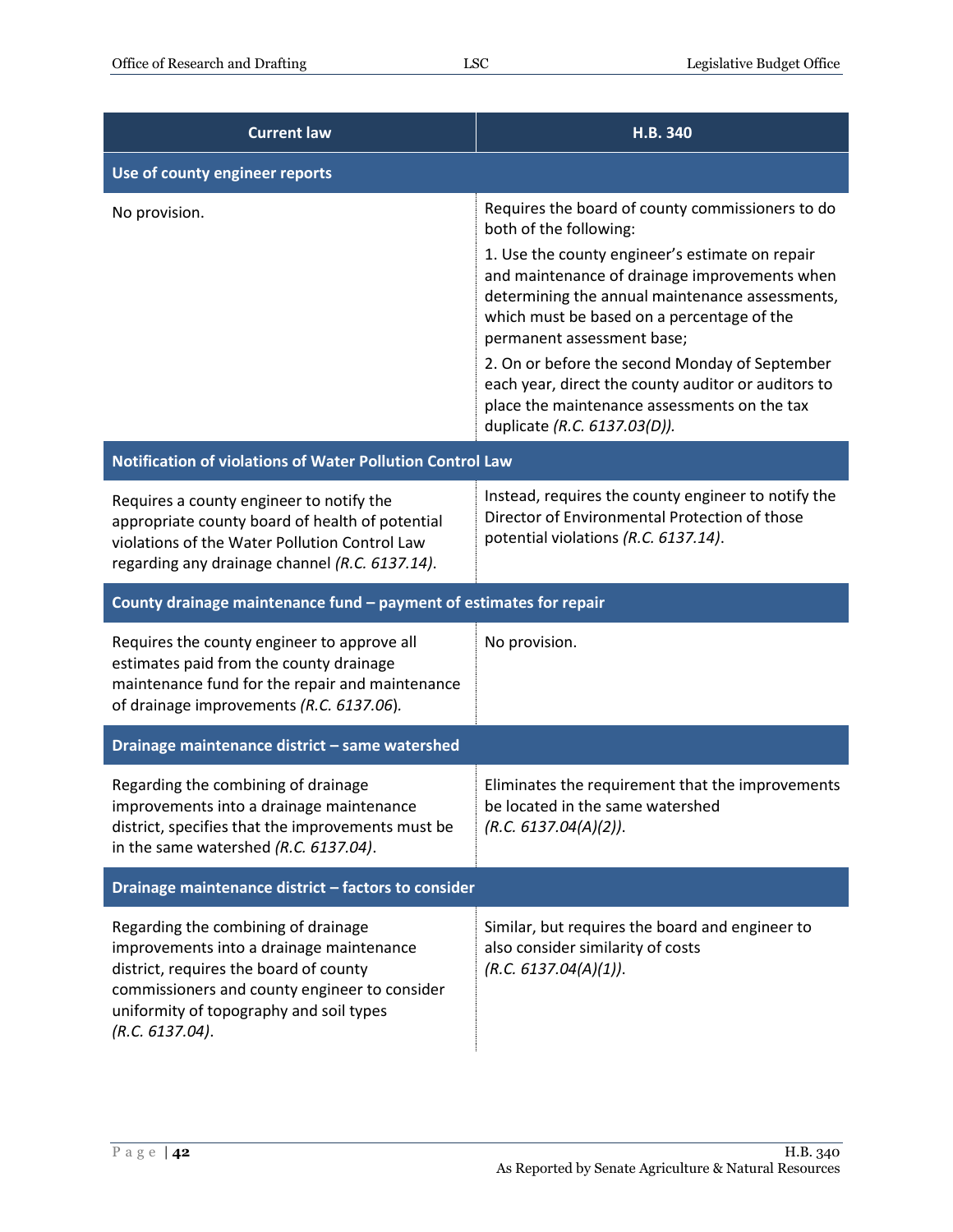| Current law | H.B. 340 |
|---|---|
| **Use of county engineer reports** | |
| No provision. | Requires the board of county commissioners to do both of the following:<br><br>1. Use the county engineer's estimate on repair and maintenance of drainage improvements when determining the annual maintenance assessments, which must be based on a percentage of the permanent assessment base;<br><br>2. On or before the second Monday of September each year, direct the county auditor or auditors to place the maintenance assessments on the tax duplicate *(R.C. 6137.03(D))*. |
| **Notification of violations of Water Pollution Control Law** | |
| Requires a county engineer to notify the appropriate county board of health of potential violations of the Water Pollution Control Law regarding any drainage channel *(R.C. 6137.14)*. | Instead, requires the county engineer to notify the Director of Environmental Protection of those potential violations *(R.C. 6137.14)*. |
| **County drainage maintenance fund – payment of estimates for repair** | |
| Requires the county engineer to approve all estimates paid from the county drainage maintenance fund for the repair and maintenance of drainage improvements *(R.C. 6137.06)*. | No provision. |
| **Drainage maintenance district – same watershed** | |
| Regarding the combining of drainage improvements into a drainage maintenance district, specifies that the improvements must be in the same watershed *(R.C. 6137.04)*. | Eliminates the requirement that the improvements be located in the same watershed *(R.C. 6137.04(A)(2))*. |
| **Drainage maintenance district – factors to consider** | |
| Regarding the combining of drainage improvements into a drainage maintenance district, requires the board of county commissioners and county engineer to consider uniformity of topography and soil types *(R.C. 6137.04)*. | Similar, but requires the board and engineer to also consider similarity of costs *(R.C. 6137.04(A)(1))*. |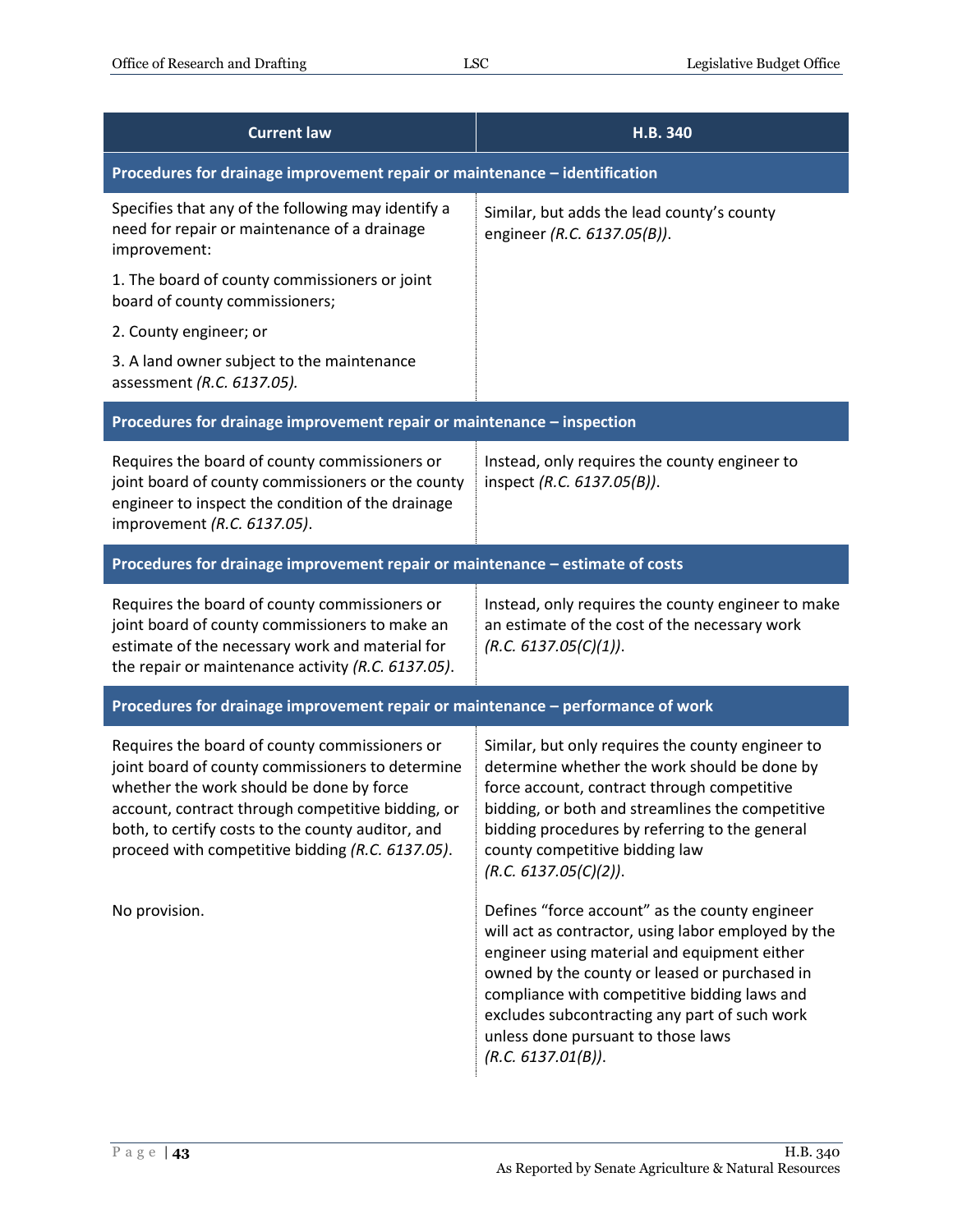| Current law | H.B. 340 |
|---|---|
| **Procedures for drainage improvement repair or maintenance – identification** | |
| Specifies that any of the following may identify a need for repair or maintenance of a drainage improvement:<br><br>1. The board of county commissioners or joint board of county commissioners;<br><br>2. County engineer; or<br><br>3. A land owner subject to the maintenance assessment *(R.C. 6137.05).* | Similar, but adds the lead county's county engineer *(R.C. 6137.05(B))*. |
| **Procedures for drainage improvement repair or maintenance – inspection** | |
| Requires the board of county commissioners or joint board of county commissioners or the county engineer to inspect the condition of the drainage improvement *(R.C. 6137.05)*. | Instead, only requires the county engineer to inspect *(R.C. 6137.05(B))*. |
| **Procedures for drainage improvement repair or maintenance – estimate of costs** | |
| Requires the board of county commissioners or joint board of county commissioners to make an estimate of the necessary work and material for the repair or maintenance activity *(R.C. 6137.05)*. | Instead, only requires the county engineer to make an estimate of the cost of the necessary work *(R.C. 6137.05(C)(1))*. |
| **Procedures for drainage improvement repair or maintenance – performance of work** | |
| Requires the board of county commissioners or joint board of county commissioners to determine whether the work should be done by force account, contract through competitive bidding, or both, to certify costs to the county auditor, and proceed with competitive bidding *(R.C. 6137.05)*. | Similar, but only requires the county engineer to determine whether the work should be done by force account, contract through competitive bidding, or both and streamlines the competitive bidding procedures by referring to the general county competitive bidding law *(R.C. 6137.05(C)(2))*. |
| No provision. | Defines "force account" as the county engineer will act as contractor, using labor employed by the engineer using material and equipment either owned by the county or leased or purchased in compliance with competitive bidding laws and excludes subcontracting any part of such work unless done pursuant to those laws *(R.C. 6137.01(B))*. |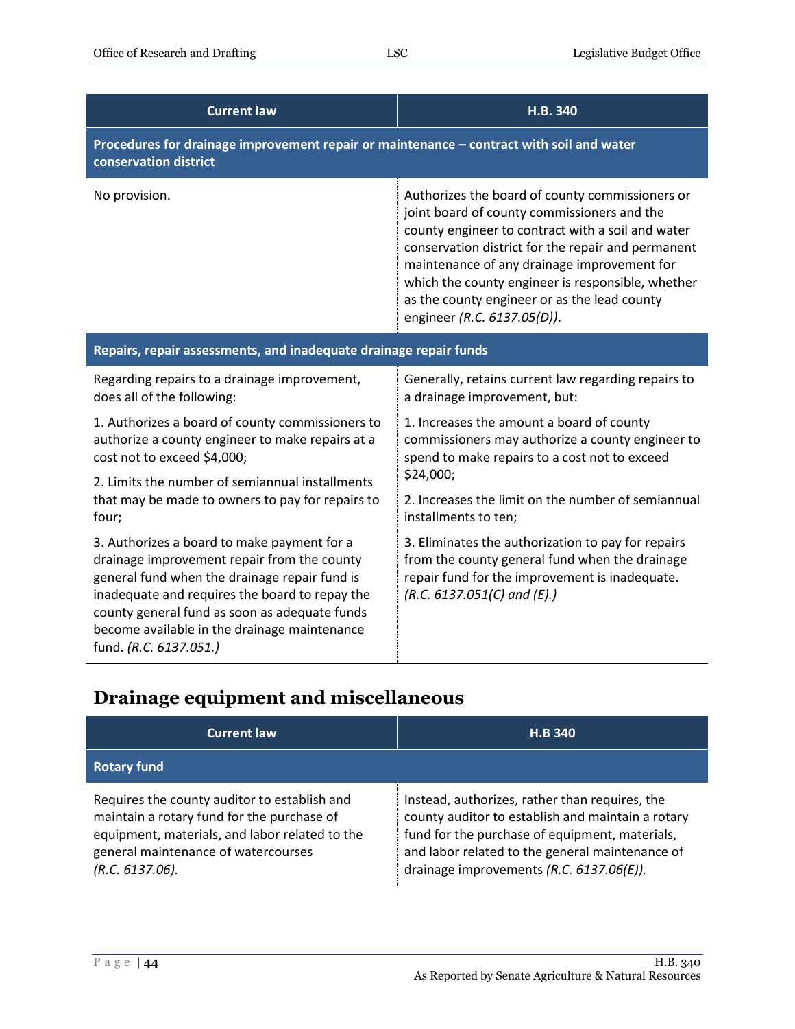| Current law | H.B. 340 |
|---|---|
| **Procedures for drainage improvement repair or maintenance – contract with soil and water conservation district** | |
| No provision. | Authorizes the board of county commissioners or joint board of county commissioners and the county engineer to contract with a soil and water conservation district for the repair and permanent maintenance of any drainage improvement for which the county engineer is responsible, whether as the county engineer or as the lead county engineer *(R.C. 6137.05(D))*. |
| **Repairs, repair assessments, and inadequate drainage repair funds** | |
| Regarding repairs to a drainage improvement, does all of the following:<br><br>1. Authorizes a board of county commissioners to authorize a county engineer to make repairs at a cost not to exceed $4,000;<br><br>2. Limits the number of semiannual installments that may be made to owners to pay for repairs to four;<br><br>3. Authorizes a board to make payment for a drainage improvement repair from the county general fund when the drainage repair fund is inadequate and requires the board to repay the county general fund as soon as adequate funds become available in the drainage maintenance fund. *(R.C. 6137.051.)* | Generally, retains current law regarding repairs to a drainage improvement, but:<br><br>1. Increases the amount a board of county commissioners may authorize a county engineer to spend to make repairs to a cost not to exceed $24,000;<br><br>2. Increases the limit on the number of semiannual installments to ten;<br><br>3. Eliminates the authorization to pay for repairs from the county general fund when the drainage repair fund for the improvement is inadequate. *(R.C. 6137.051(C) and (E).)* |

## Drainage equipment and miscellaneous

| Current law | H.B 340 |
|---|---|
| **Rotary fund** | |
| Requires the county auditor to establish and maintain a rotary fund for the purchase of equipment, materials, and labor related to the general maintenance of watercourses *(R.C. 6137.06)*. | Instead, authorizes, rather than requires, the county auditor to establish and maintain a rotary fund for the purchase of equipment, materials, and labor related to the general maintenance of drainage improvements *(R.C. 6137.06(E))*. |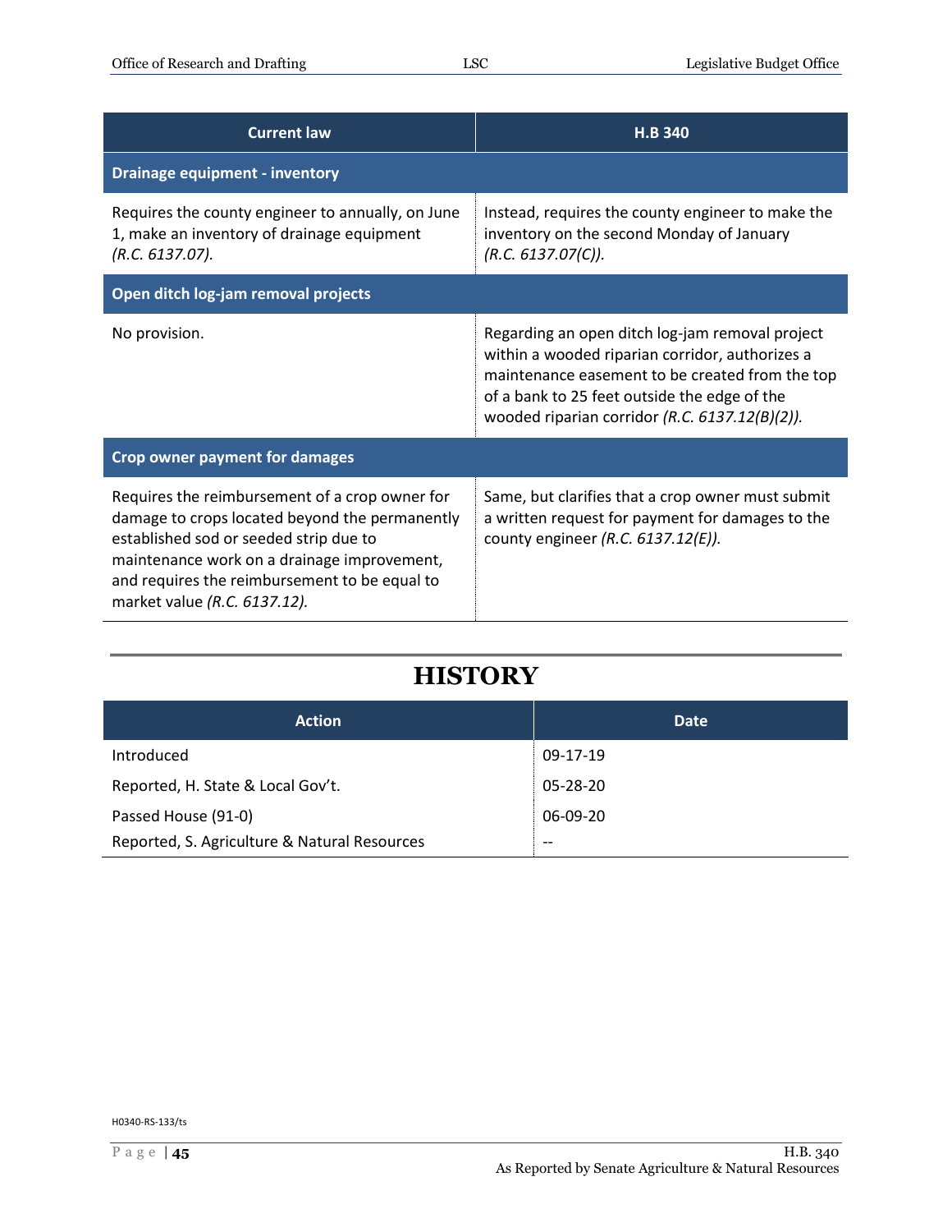| Current law | H.B 340 |
| --- | --- |
| **Drainage equipment - inventory** | |
| Requires the county engineer to annually, on June 1, make an inventory of drainage equipment *(R.C. 6137.07).* | Instead, requires the county engineer to make the inventory on the second Monday of January *(R.C. 6137.07(C)).* |
| **Open ditch log-jam removal projects** | |
| No provision. | Regarding an open ditch log-jam removal project within a wooded riparian corridor, authorizes a maintenance easement to be created from the top of a bank to 25 feet outside the edge of the wooded riparian corridor *(R.C. 6137.12(B)(2)).* |
| **Crop owner payment for damages** | |
| Requires the reimbursement of a crop owner for damage to crops located beyond the permanently established sod or seeded strip due to maintenance work on a drainage improvement, and requires the reimbursement to be equal to market value *(R.C. 6137.12).* | Same, but clarifies that a crop owner must submit a written request for payment for damages to the county engineer *(R.C. 6137.12(E)).* |

# HISTORY

| Action | Date |
| --- | --- |
| Introduced | 09-17-19 |
| Reported, H. State & Local Gov't. | 05-28-20 |
| Passed House (91-0) | 06-09-20 |
| Reported, S. Agriculture & Natural Resources | -- |

H0340-RS-133/ts